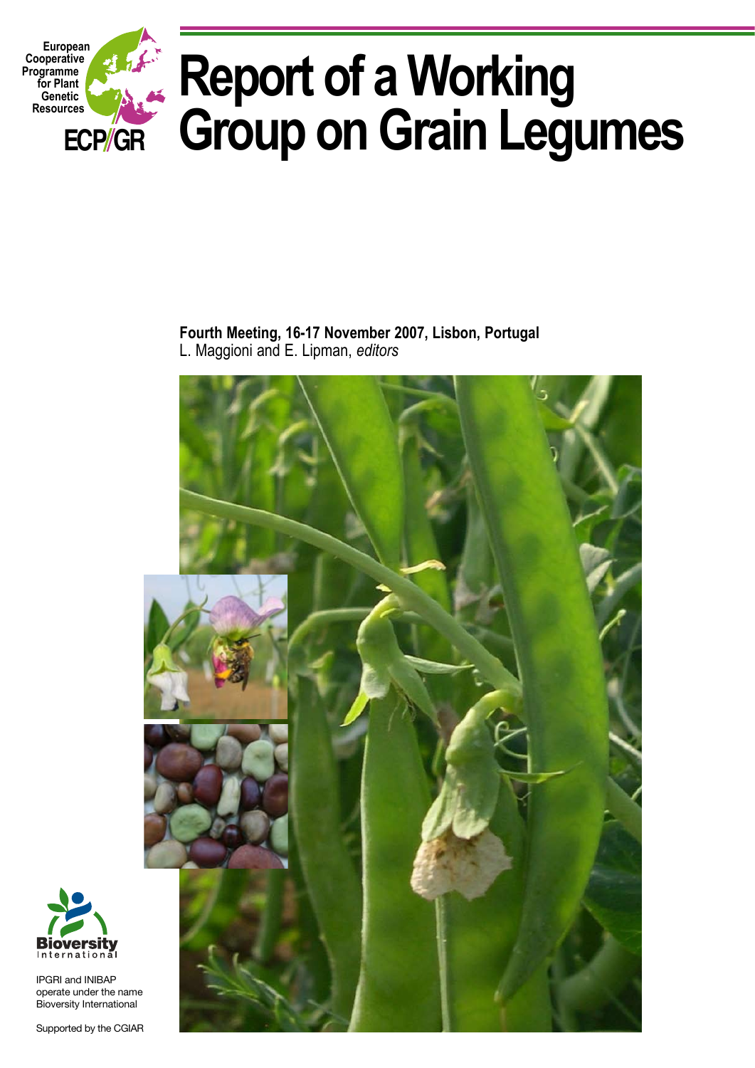European Cooperative Programme for Plant Genetic Resources

ECP/GR

# Report of a Working Group on Grain Legumes

**Fourth Meeting, 16-17 November 2007, Lisbon, Portugal**

L. Maggioni and E. Lipman, *editors*

Bioversity International

IPGRI and INIBAP operate under the name Bioversity International

Supported by the CGIAR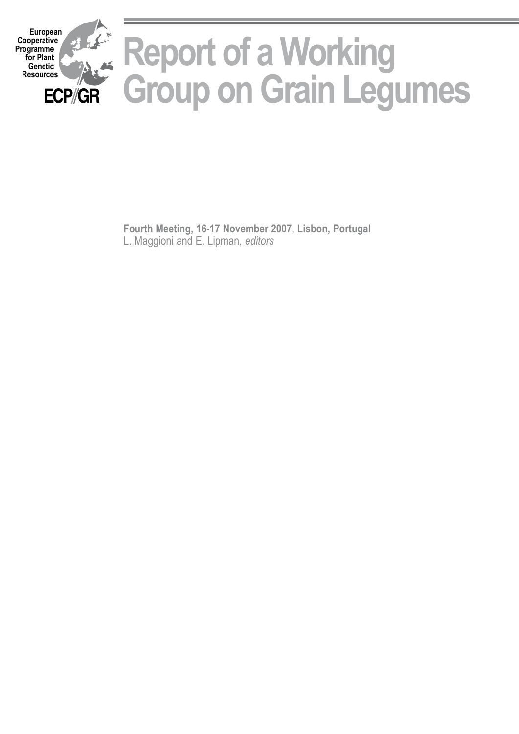European Cooperative Programme for Plant Genetic Resources

ECP/GR

# Report of a Working Group on Grain Legumes

**Fourth Meeting, 16-17 November 2007, Lisbon, Portugal**
L. Maggioni and E. Lipman, *editors*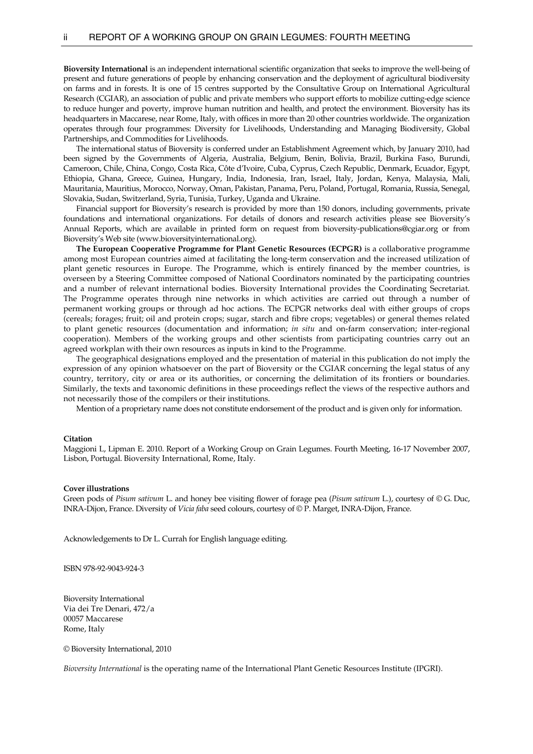**Bioversity International** is an independent international scientific organization that seeks to improve the well-being of present and future generations of people by enhancing conservation and the deployment of agricultural biodiversity on farms and in forests. It is one of 15 centres supported by the Consultative Group on International Agricultural Research (CGIAR), an association of public and private members who support efforts to mobilize cutting-edge science to reduce hunger and poverty, improve human nutrition and health, and protect the environment. Bioversity has its headquarters in Maccarese, near Rome, Italy, with offices in more than 20 other countries worldwide. The organization operates through four programmes: Diversity for Livelihoods, Understanding and Managing Biodiversity, Global Partnerships, and Commodities for Livelihoods.

The international status of Bioversity is conferred under an Establishment Agreement which, by January 2010, had been signed by the Governments of Algeria, Australia, Belgium, Benin, Bolivia, Brazil, Burkina Faso, Burundi, Cameroon, Chile, China, Congo, Costa Rica, Côte d'Ivoire, Cuba, Cyprus, Czech Republic, Denmark, Ecuador, Egypt, Ethiopia, Ghana, Greece, Guinea, Hungary, India, Indonesia, Iran, Israel, Italy, Jordan, Kenya, Malaysia, Mali, Mauritania, Mauritius, Morocco, Norway, Oman, Pakistan, Panama, Peru, Poland, Portugal, Romania, Russia, Senegal, Slovakia, Sudan, Switzerland, Syria, Tunisia, Turkey, Uganda and Ukraine.

Financial support for Bioversity's research is provided by more than 150 donors, including governments, private foundations and international organizations. For details of donors and research activities please see Bioversity's Annual Reports, which are available in printed form on request from bioversity-publications@cgiar.org or from Bioversity's Web site (www.bioversityinternational.org).

**The European Cooperative Programme for Plant Genetic Resources (ECPGR)** is a collaborative programme among most European countries aimed at facilitating the long-term conservation and the increased utilization of plant genetic resources in Europe. The Programme, which is entirely financed by the member countries, is overseen by a Steering Committee composed of National Coordinators nominated by the participating countries and a number of relevant international bodies. Bioversity International provides the Coordinating Secretariat. The Programme operates through nine networks in which activities are carried out through a number of permanent working groups or through ad hoc actions. The ECPGR networks deal with either groups of crops (cereals; forages; fruit; oil and protein crops; sugar, starch and fibre crops; vegetables) or general themes related to plant genetic resources (documentation and information; *in situ* and on-farm conservation; inter-regional cooperation). Members of the working groups and other scientists from participating countries carry out an agreed workplan with their own resources as inputs in kind to the Programme.

The geographical designations employed and the presentation of material in this publication do not imply the expression of any opinion whatsoever on the part of Bioversity or the CGIAR concerning the legal status of any country, territory, city or area or its authorities, or concerning the delimitation of its frontiers or boundaries. Similarly, the texts and taxonomic definitions in these proceedings reflect the views of the respective authors and not necessarily those of the compilers or their institutions.

Mention of a proprietary name does not constitute endorsement of the product and is given only for information.

**Citation**

Maggioni L, Lipman E. 2010. Report of a Working Group on Grain Legumes. Fourth Meeting, 16-17 November 2007, Lisbon, Portugal. Bioversity International, Rome, Italy.

**Cover illustrations**

Green pods of *Pisum sativum* L. and honey bee visiting flower of forage pea (*Pisum sativum* L.), courtesy of © G. Duc, INRA-Dijon, France. Diversity of *Vicia faba* seed colours, courtesy of © P. Marget, INRA-Dijon, France.

Acknowledgements to Dr L. Currah for English language editing.

ISBN 978-92-9043-924-3

Bioversity International
Via dei Tre Denari, 472/a
00057 Maccarese
Rome, Italy

© Bioversity International, 2010

*Bioversity International* is the operating name of the International Plant Genetic Resources Institute (IPGRI).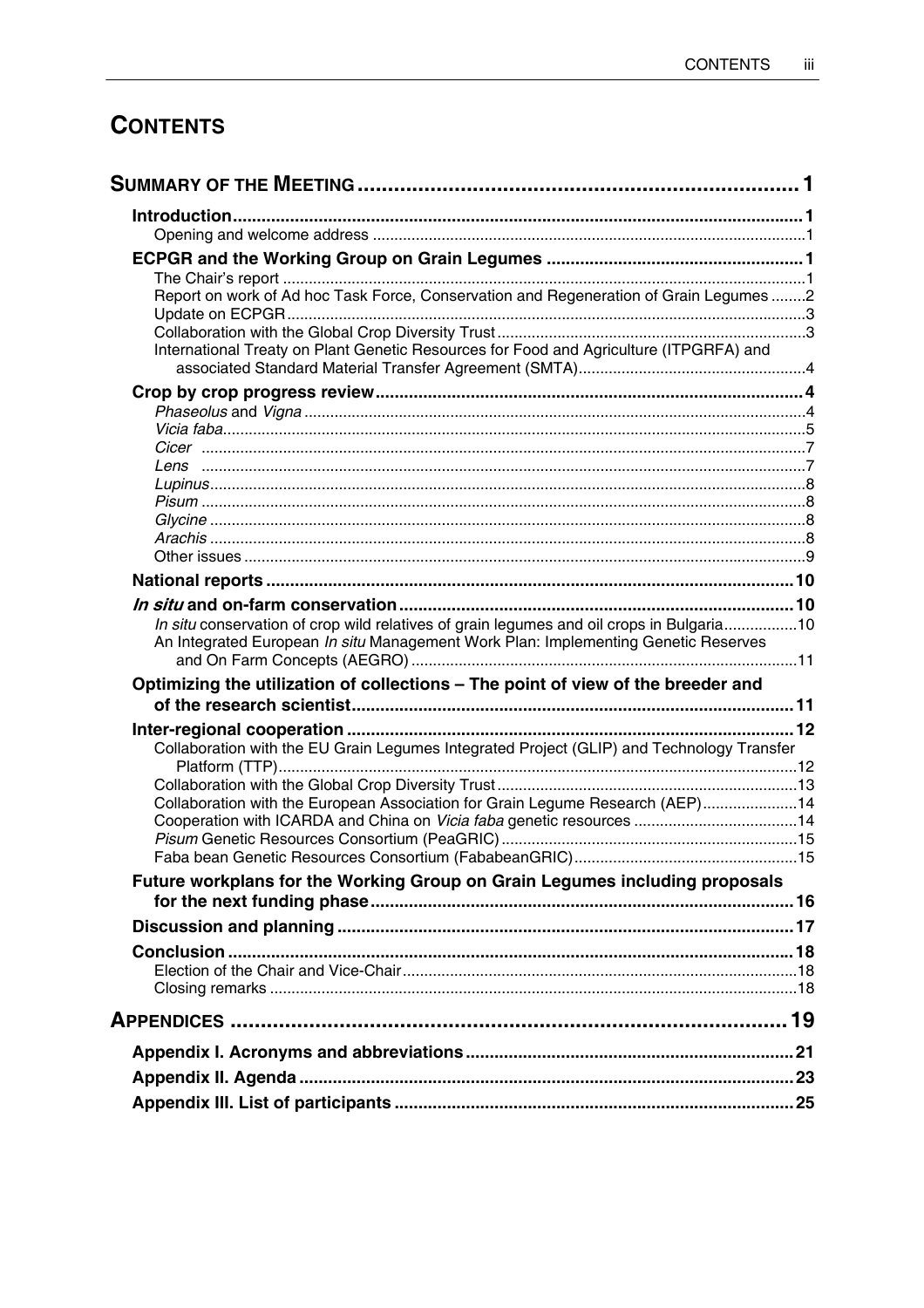# CONTENTS

**SUMMARY OF THE MEETING** ..... 1

**Introduction** ..... 1

Opening and welcome address ..... 1

**ECPGR and the Working Group on Grain Legumes** ..... 1

The Chair's report ..... 1

Report on work of Ad hoc Task Force, Conservation and Regeneration of Grain Legumes ..... 2

Update on ECPGR ..... 3

Collaboration with the Global Crop Diversity Trust ..... 3

International Treaty on Plant Genetic Resources for Food and Agriculture (ITPGRFA) and associated Standard Material Transfer Agreement (SMTA) ..... 4

**Crop by crop progress review** ..... 4

*Phaseolus* and *Vigna* ..... 4

*Vicia faba* ..... 5

*Cicer* ..... 7

*Lens* ..... 7

*Lupinus* ..... 8

*Pisum* ..... 8

*Glycine* ..... 8

*Arachis* ..... 8

Other issues ..... 9

**National reports** ..... 10

***In situ* and on-farm conservation** ..... 10

*In situ* conservation of crop wild relatives of grain legumes and oil crops in Bulgaria ..... 10

An Integrated European *In situ* Management Work Plan: Implementing Genetic Reserves and On Farm Concepts (AEGRO) ..... 11

**Optimizing the utilization of collections – The point of view of the breeder and of the research scientist** ..... 11

**Inter-regional cooperation** ..... 12

Collaboration with the EU Grain Legumes Integrated Project (GLIP) and Technology Transfer Platform (TTP) ..... 12

Collaboration with the Global Crop Diversity Trust ..... 13

Collaboration with the European Association for Grain Legume Research (AEP) ..... 14

Cooperation with ICARDA and China on *Vicia faba* genetic resources ..... 14

*Pisum* Genetic Resources Consortium (PeaGRIC) ..... 15

Faba bean Genetic Resources Consortium (FababeanGRIC) ..... 15

**Future workplans for the Working Group on Grain Legumes including proposals for the next funding phase** ..... 16

**Discussion and planning** ..... 17

**Conclusion** ..... 18

Election of the Chair and Vice-Chair ..... 18

Closing remarks ..... 18

**APPENDICES** ..... 19

**Appendix I. Acronyms and abbreviations** ..... 21

**Appendix II. Agenda** ..... 23

**Appendix III. List of participants** ..... 25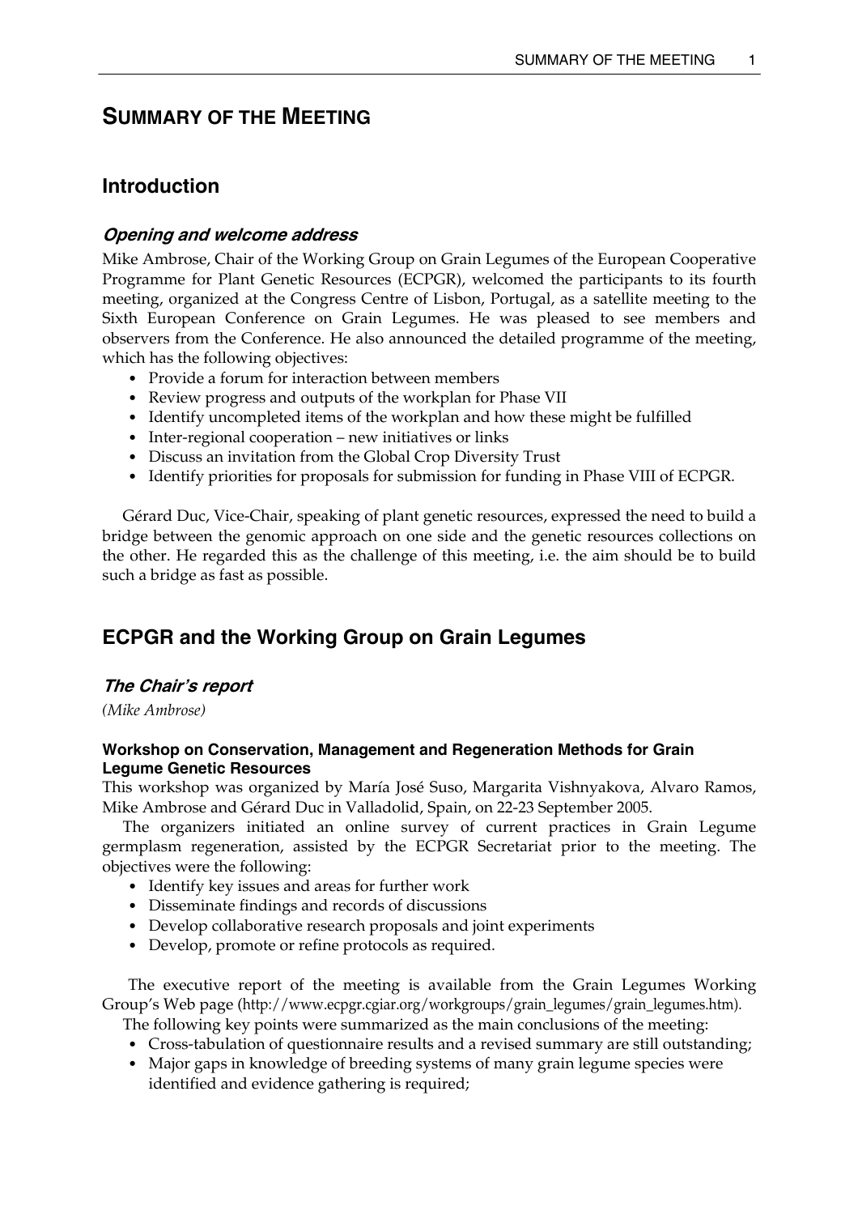# SUMMARY OF THE MEETING

## Introduction

### *Opening and welcome address*

Mike Ambrose, Chair of the Working Group on Grain Legumes of the European Cooperative Programme for Plant Genetic Resources (ECPGR), welcomed the participants to its fourth meeting, organized at the Congress Centre of Lisbon, Portugal, as a satellite meeting to the Sixth European Conference on Grain Legumes. He was pleased to see members and observers from the Conference. He also announced the detailed programme of the meeting, which has the following objectives:

- Provide a forum for interaction between members
- Review progress and outputs of the workplan for Phase VII
- Identify uncompleted items of the workplan and how these might be fulfilled
- Inter-regional cooperation – new initiatives or links
- Discuss an invitation from the Global Crop Diversity Trust
- Identify priorities for proposals for submission for funding in Phase VIII of ECPGR.

Gérard Duc, Vice-Chair, speaking of plant genetic resources, expressed the need to build a bridge between the genomic approach on one side and the genetic resources collections on the other. He regarded this as the challenge of this meeting, i.e. the aim should be to build such a bridge as fast as possible.

## ECPGR and the Working Group on Grain Legumes

### *The Chair's report*

*(Mike Ambrose)*

#### Workshop on Conservation, Management and Regeneration Methods for Grain Legume Genetic Resources

This workshop was organized by María José Suso, Margarita Vishnyakova, Alvaro Ramos, Mike Ambrose and Gérard Duc in Valladolid, Spain, on 22-23 September 2005.

The organizers initiated an online survey of current practices in Grain Legume germplasm regeneration, assisted by the ECPGR Secretariat prior to the meeting. The objectives were the following:

- Identify key issues and areas for further work
- Disseminate findings and records of discussions
- Develop collaborative research proposals and joint experiments
- Develop, promote or refine protocols as required.

The executive report of the meeting is available from the Grain Legumes Working Group's Web page (http://www.ecpgr.cgiar.org/workgroups/grain_legumes/grain_legumes.htm).

The following key points were summarized as the main conclusions of the meeting:

- Cross-tabulation of questionnaire results and a revised summary are still outstanding;
- Major gaps in knowledge of breeding systems of many grain legume species were identified and evidence gathering is required;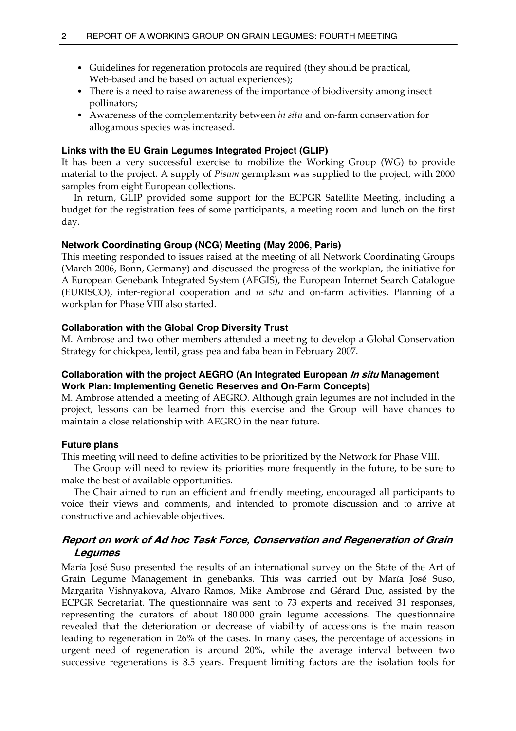- Guidelines for regeneration protocols are required (they should be practical, Web-based and be based on actual experiences);
- There is a need to raise awareness of the importance of biodiversity among insect pollinators;
- Awareness of the complementarity between *in situ* and on-farm conservation for allogamous species was increased.

#### Links with the EU Grain Legumes Integrated Project (GLIP)

It has been a very successful exercise to mobilize the Working Group (WG) to provide material to the project. A supply of *Pisum* germplasm was supplied to the project, with 2000 samples from eight European collections.

In return, GLIP provided some support for the ECPGR Satellite Meeting, including a budget for the registration fees of some participants, a meeting room and lunch on the first day.

#### Network Coordinating Group (NCG) Meeting (May 2006, Paris)

This meeting responded to issues raised at the meeting of all Network Coordinating Groups (March 2006, Bonn, Germany) and discussed the progress of the workplan, the initiative for A European Genebank Integrated System (AEGIS), the European Internet Search Catalogue (EURISCO), inter-regional cooperation and *in situ* and on-farm activities. Planning of a workplan for Phase VIII also started.

#### Collaboration with the Global Crop Diversity Trust

M. Ambrose and two other members attended a meeting to develop a Global Conservation Strategy for chickpea, lentil, grass pea and faba bean in February 2007.

#### Collaboration with the project AEGRO (An Integrated European *In situ* Management Work Plan: Implementing Genetic Reserves and On-Farm Concepts)

M. Ambrose attended a meeting of AEGRO. Although grain legumes are not included in the project, lessons can be learned from this exercise and the Group will have chances to maintain a close relationship with AEGRO in the near future.

#### Future plans

This meeting will need to define activities to be prioritized by the Network for Phase VIII.

The Group will need to review its priorities more frequently in the future, to be sure to make the best of available opportunities.

The Chair aimed to run an efficient and friendly meeting, encouraged all participants to voice their views and comments, and intended to promote discussion and to arrive at constructive and achievable objectives.

### *Report on work of Ad hoc Task Force, Conservation and Regeneration of Grain Legumes*

María José Suso presented the results of an international survey on the State of the Art of Grain Legume Management in genebanks. This was carried out by María José Suso, Margarita Vishnyakova, Alvaro Ramos, Mike Ambrose and Gérard Duc, assisted by the ECPGR Secretariat. The questionnaire was sent to 73 experts and received 31 responses, representing the curators of about 180 000 grain legume accessions. The questionnaire revealed that the deterioration or decrease of viability of accessions is the main reason leading to regeneration in 26% of the cases. In many cases, the percentage of accessions in urgent need of regeneration is around 20%, while the average interval between two successive regenerations is 8.5 years. Frequent limiting factors are the isolation tools for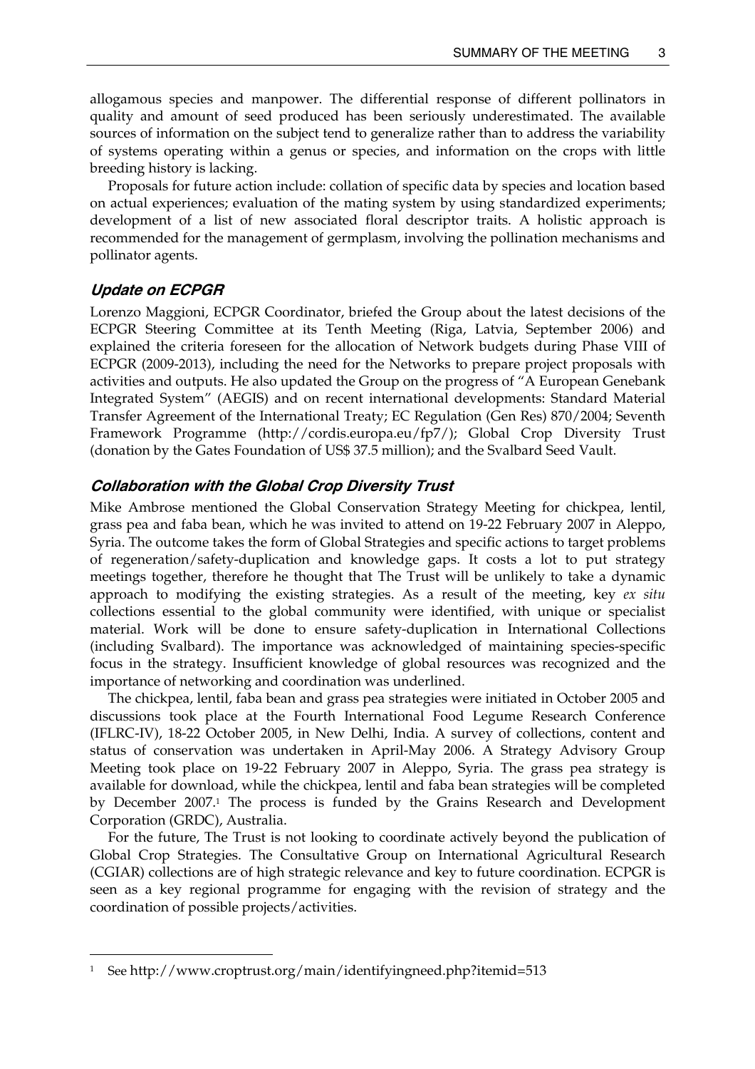allogamous species and manpower. The differential response of different pollinators in quality and amount of seed produced has been seriously underestimated. The available sources of information on the subject tend to generalize rather than to address the variability of systems operating within a genus or species, and information on the crops with little breeding history is lacking.

Proposals for future action include: collation of specific data by species and location based on actual experiences; evaluation of the mating system by using standardized experiments; development of a list of new associated floral descriptor traits. A holistic approach is recommended for the management of germplasm, involving the pollination mechanisms and pollinator agents.

### *Update on ECPGR*

Lorenzo Maggioni, ECPGR Coordinator, briefed the Group about the latest decisions of the ECPGR Steering Committee at its Tenth Meeting (Riga, Latvia, September 2006) and explained the criteria foreseen for the allocation of Network budgets during Phase VIII of ECPGR (2009-2013), including the need for the Networks to prepare project proposals with activities and outputs. He also updated the Group on the progress of "A European Genebank Integrated System" (AEGIS) and on recent international developments: Standard Material Transfer Agreement of the International Treaty; EC Regulation (Gen Res) 870/2004; Seventh Framework Programme (http://cordis.europa.eu/fp7/); Global Crop Diversity Trust (donation by the Gates Foundation of US$ 37.5 million); and the Svalbard Seed Vault.

### *Collaboration with the Global Crop Diversity Trust*

Mike Ambrose mentioned the Global Conservation Strategy Meeting for chickpea, lentil, grass pea and faba bean, which he was invited to attend on 19-22 February 2007 in Aleppo, Syria. The outcome takes the form of Global Strategies and specific actions to target problems of regeneration/safety-duplication and knowledge gaps. It costs a lot to put strategy meetings together, therefore he thought that The Trust will be unlikely to take a dynamic approach to modifying the existing strategies. As a result of the meeting, key *ex situ* collections essential to the global community were identified, with unique or specialist material. Work will be done to ensure safety-duplication in International Collections (including Svalbard). The importance was acknowledged of maintaining species-specific focus in the strategy. Insufficient knowledge of global resources was recognized and the importance of networking and coordination was underlined.

The chickpea, lentil, faba bean and grass pea strategies were initiated in October 2005 and discussions took place at the Fourth International Food Legume Research Conference (IFLRC-IV), 18-22 October 2005, in New Delhi, India. A survey of collections, content and status of conservation was undertaken in April-May 2006. A Strategy Advisory Group Meeting took place on 19-22 February 2007 in Aleppo, Syria. The grass pea strategy is available for download, while the chickpea, lentil and faba bean strategies will be completed by December 2007.[1] The process is funded by the Grains Research and Development Corporation (GRDC), Australia.

For the future, The Trust is not looking to coordinate actively beyond the publication of Global Crop Strategies. The Consultative Group on International Agricultural Research (CGIAR) collections are of high strategic relevance and key to future coordination. ECPGR is seen as a key regional programme for engaging with the revision of strategy and the coordination of possible projects/activities.

---

[1] See http://www.croptrust.org/main/identifyingneed.php?itemid=513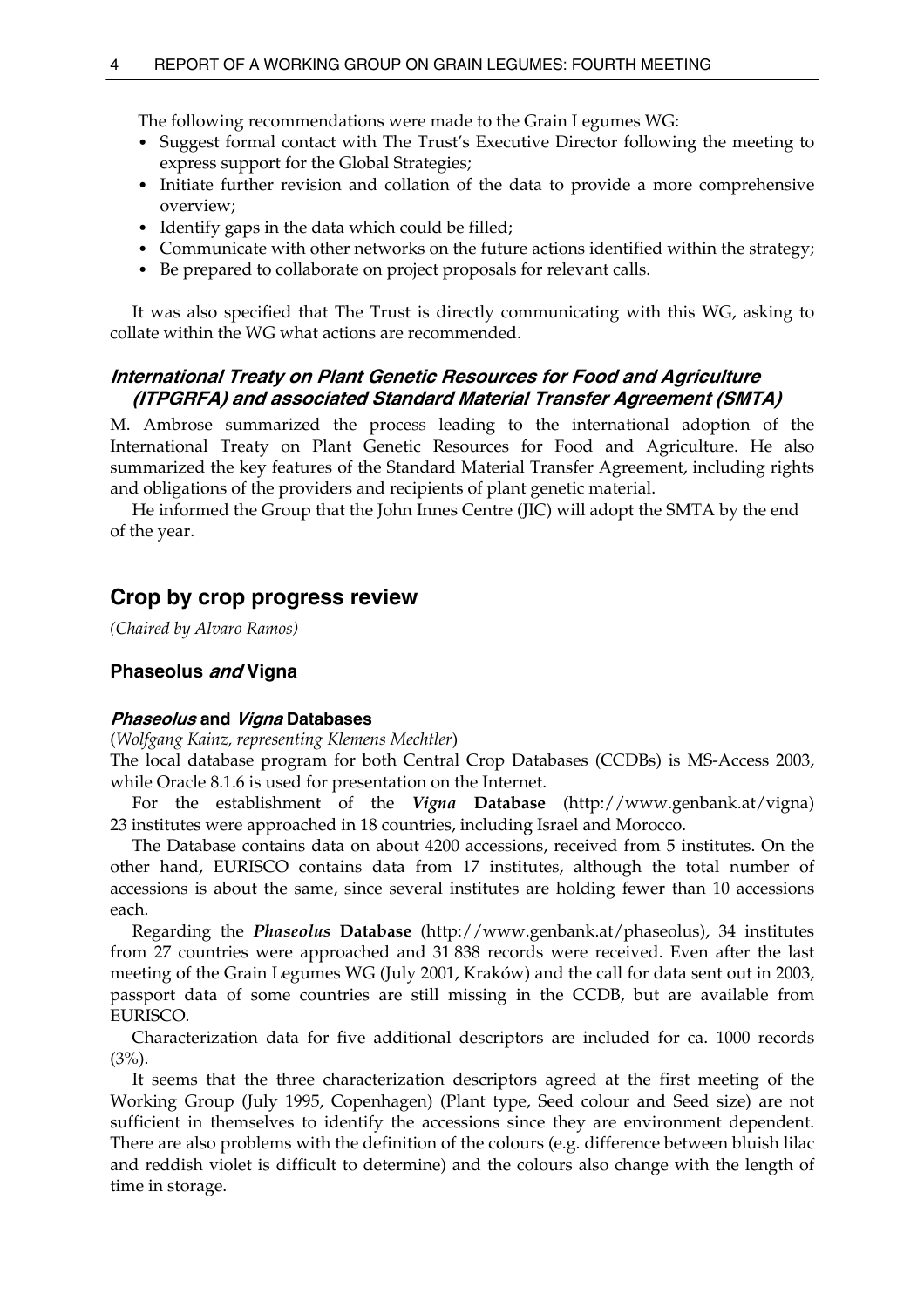The following recommendations were made to the Grain Legumes WG:

- Suggest formal contact with The Trust's Executive Director following the meeting to express support for the Global Strategies;
- Initiate further revision and collation of the data to provide a more comprehensive overview;
- Identify gaps in the data which could be filled;
- Communicate with other networks on the future actions identified within the strategy;
- Be prepared to collaborate on project proposals for relevant calls.

It was also specified that The Trust is directly communicating with this WG, asking to collate within the WG what actions are recommended.

#### *International Treaty on Plant Genetic Resources for Food and Agriculture (ITPGRFA) and associated Standard Material Transfer Agreement (SMTA)*

M. Ambrose summarized the process leading to the international adoption of the International Treaty on Plant Genetic Resources for Food and Agriculture. He also summarized the key features of the Standard Material Transfer Agreement, including rights and obligations of the providers and recipients of plant genetic material.

He informed the Group that the John Innes Centre (JIC) will adopt the SMTA by the end of the year.

## Crop by crop progress review

*(Chaired by Alvaro Ramos)*

### Phaseolus *and* Vigna

#### *Phaseolus* and *Vigna* Databases

(*Wolfgang Kainz, representing Klemens Mechtler*)

The local database program for both Central Crop Databases (CCDBs) is MS-Access 2003, while Oracle 8.1.6 is used for presentation on the Internet.

For the establishment of the ***Vigna* Database** (http://www.genbank.at/vigna) 23 institutes were approached in 18 countries, including Israel and Morocco.

The Database contains data on about 4200 accessions, received from 5 institutes. On the other hand, EURISCO contains data from 17 institutes, although the total number of accessions is about the same, since several institutes are holding fewer than 10 accessions each.

Regarding the ***Phaseolus* Database** (http://www.genbank.at/phaseolus), 34 institutes from 27 countries were approached and 31 838 records were received. Even after the last meeting of the Grain Legumes WG (July 2001, Kraków) and the call for data sent out in 2003, passport data of some countries are still missing in the CCDB, but are available from EURISCO.

Characterization data for five additional descriptors are included for ca. 1000 records (3%).

It seems that the three characterization descriptors agreed at the first meeting of the Working Group (July 1995, Copenhagen) (Plant type, Seed colour and Seed size) are not sufficient in themselves to identify the accessions since they are environment dependent. There are also problems with the definition of the colours (e.g. difference between bluish lilac and reddish violet is difficult to determine) and the colours also change with the length of time in storage.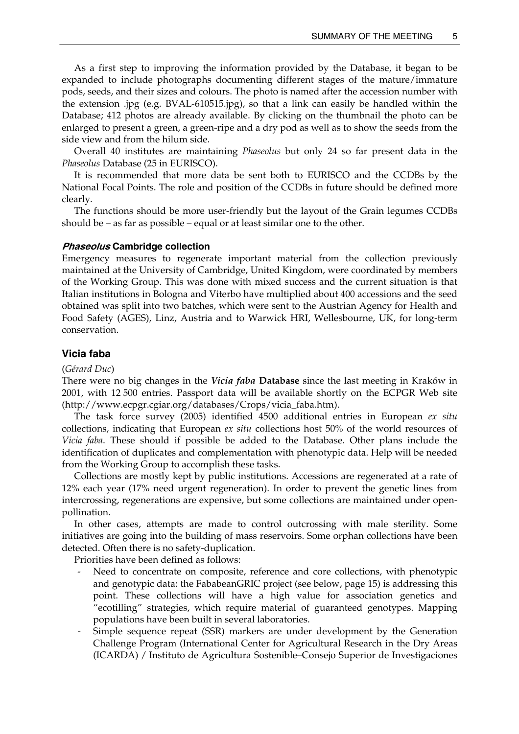As a first step to improving the information provided by the Database, it began to be expanded to include photographs documenting different stages of the mature/immature pods, seeds, and their sizes and colours. The photo is named after the accession number with the extension .jpg (e.g. BVAL-610515.jpg), so that a link can easily be handled within the Database; 412 photos are already available. By clicking on the thumbnail the photo can be enlarged to present a green, a green-ripe and a dry pod as well as to show the seeds from the side view and from the hilum side.

Overall 40 institutes are maintaining *Phaseolus* but only 24 so far present data in the *Phaseolus* Database (25 in EURISCO).

It is recommended that more data be sent both to EURISCO and the CCDBs by the National Focal Points. The role and position of the CCDBs in future should be defined more clearly.

The functions should be more user-friendly but the layout of the Grain legumes CCDBs should be – as far as possible – equal or at least similar one to the other.

#### *Phaseolus* Cambridge collection

Emergency measures to regenerate important material from the collection previously maintained at the University of Cambridge, United Kingdom, were coordinated by members of the Working Group. This was done with mixed success and the current situation is that Italian institutions in Bologna and Viterbo have multiplied about 400 accessions and the seed obtained was split into two batches, which were sent to the Austrian Agency for Health and Food Safety (AGES), Linz, Austria and to Warwick HRI, Wellesbourne, UK, for long-term conservation.

### Vicia faba

(*Gérard Duc*)

There were no big changes in the ***Vicia faba* Database** since the last meeting in Kraków in 2001, with 12 500 entries. Passport data will be available shortly on the ECPGR Web site (http://www.ecpgr.cgiar.org/databases/Crops/vicia_faba.htm).

The task force survey (2005) identified 4500 additional entries in European *ex situ* collections, indicating that European *ex situ* collections host 50% of the world resources of *Vicia faba*. These should if possible be added to the Database. Other plans include the identification of duplicates and complementation with phenotypic data. Help will be needed from the Working Group to accomplish these tasks.

Collections are mostly kept by public institutions. Accessions are regenerated at a rate of 12% each year (17% need urgent regeneration). In order to prevent the genetic lines from intercrossing, regenerations are expensive, but some collections are maintained under open-pollination.

In other cases, attempts are made to control outcrossing with male sterility. Some initiatives are going into the building of mass reservoirs. Some orphan collections have been detected. Often there is no safety-duplication.

Priorities have been defined as follows:

- Need to concentrate on composite, reference and core collections, with phenotypic and genotypic data: the FababeanGRIC project (see below, page 15) is addressing this point. These collections will have a high value for association genetics and "ecotilling" strategies, which require material of guaranteed genotypes. Mapping populations have been built in several laboratories.
- Simple sequence repeat (SSR) markers are under development by the Generation Challenge Program (International Center for Agricultural Research in the Dry Areas (ICARDA) / Instituto de Agricultura Sostenible–Consejo Superior de Investigaciones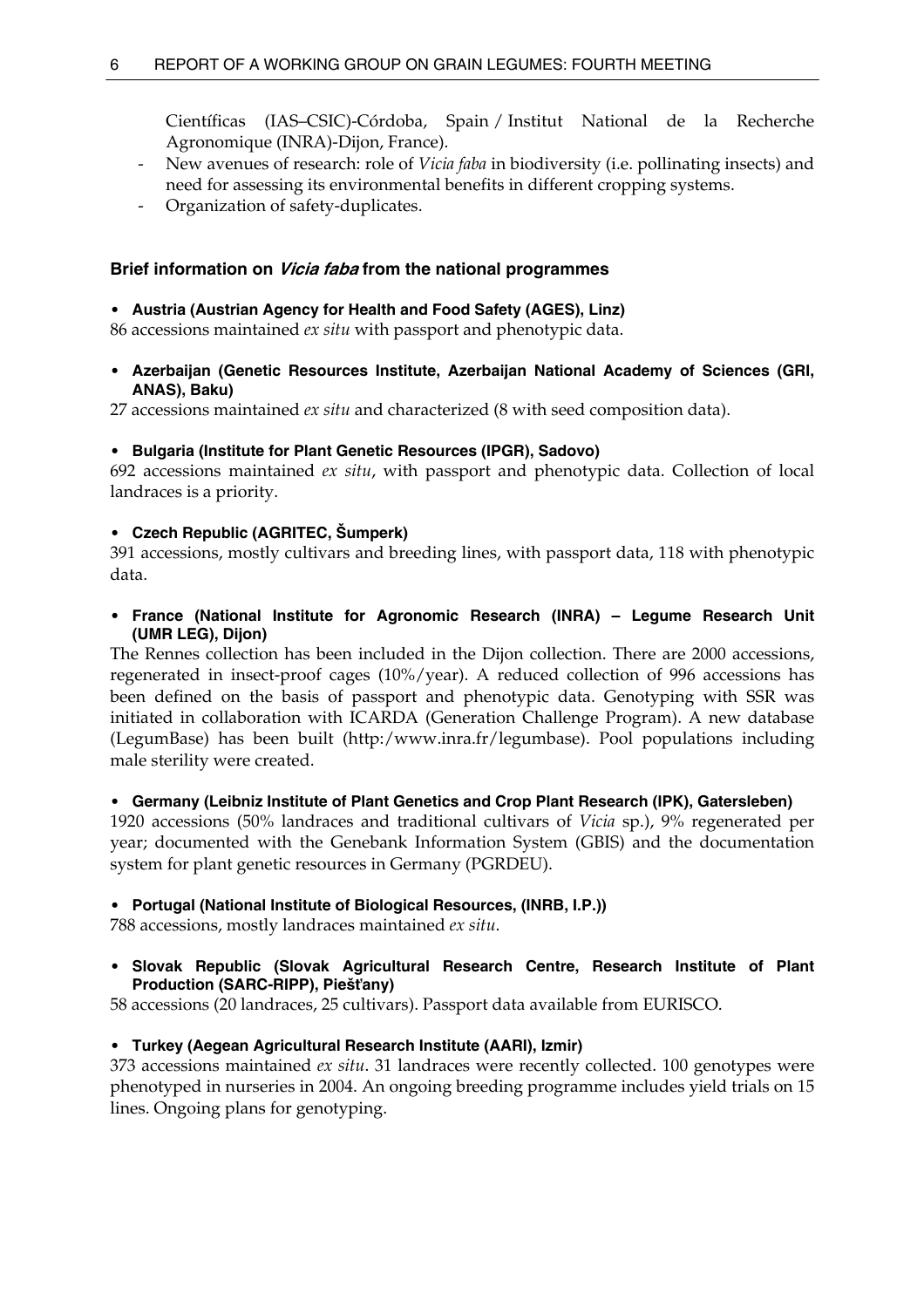Científicas (IAS–CSIC)-Córdoba, Spain / Institut National de la Recherche Agronomique (INRA)-Dijon, France).

- New avenues of research: role of *Vicia faba* in biodiversity (i.e. pollinating insects) and need for assessing its environmental benefits in different cropping systems.
- Organization of safety-duplicates.

### Brief information on *Vicia faba* from the national programmes

- **Austria (Austrian Agency for Health and Food Safety (AGES), Linz)**

86 accessions maintained *ex situ* with passport and phenotypic data.

- **Azerbaijan (Genetic Resources Institute, Azerbaijan National Academy of Sciences (GRI, ANAS), Baku)**

27 accessions maintained *ex situ* and characterized (8 with seed composition data).

- **Bulgaria (Institute for Plant Genetic Resources (IPGR), Sadovo)**

692 accessions maintained *ex situ*, with passport and phenotypic data. Collection of local landraces is a priority.

- **Czech Republic (AGRITEC, Šumperk)**

391 accessions, mostly cultivars and breeding lines, with passport data, 118 with phenotypic data.

- **France (National Institute for Agronomic Research (INRA) – Legume Research Unit (UMR LEG), Dijon)**

The Rennes collection has been included in the Dijon collection. There are 2000 accessions, regenerated in insect-proof cages (10%/year). A reduced collection of 996 accessions has been defined on the basis of passport and phenotypic data. Genotyping with SSR was initiated in collaboration with ICARDA (Generation Challenge Program). A new database (LegumBase) has been built (http:/www.inra.fr/legumbase). Pool populations including male sterility were created.

- **Germany (Leibniz Institute of Plant Genetics and Crop Plant Research (IPK), Gatersleben)**

1920 accessions (50% landraces and traditional cultivars of *Vicia* sp.), 9% regenerated per year; documented with the Genebank Information System (GBIS) and the documentation system for plant genetic resources in Germany (PGRDEU).

- **Portugal (National Institute of Biological Resources, (INRB, I.P.))**

788 accessions, mostly landraces maintained *ex situ*.

- **Slovak Republic (Slovak Agricultural Research Centre, Research Institute of Plant Production (SARC-RIPP), Piešťany)**

58 accessions (20 landraces, 25 cultivars). Passport data available from EURISCO.

- **Turkey (Aegean Agricultural Research Institute (AARI), Izmir)**

373 accessions maintained *ex situ*. 31 landraces were recently collected. 100 genotypes were phenotyped in nurseries in 2004. An ongoing breeding programme includes yield trials on 15 lines. Ongoing plans for genotyping.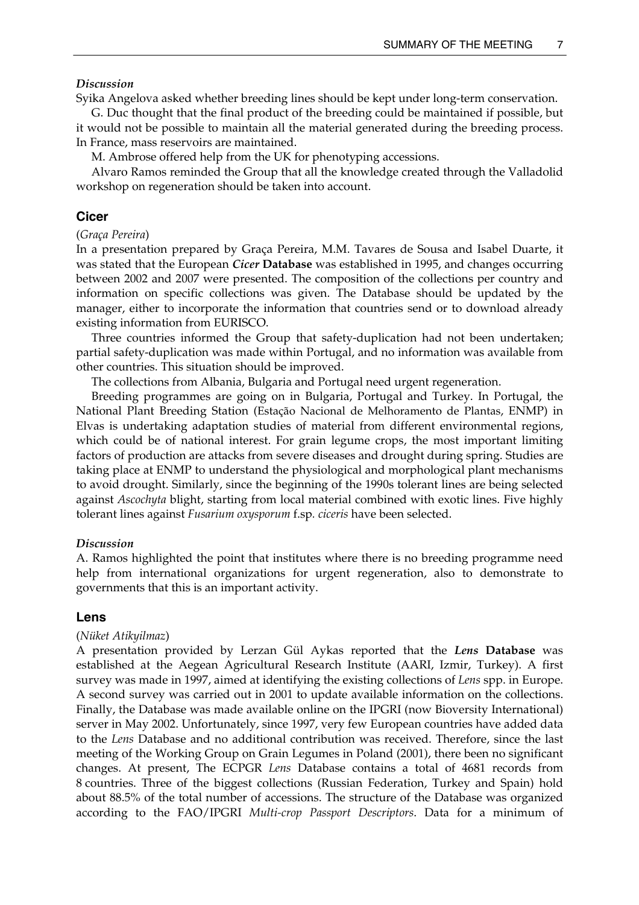#### *Discussion*

Syika Angelova asked whether breeding lines should be kept under long-term conservation.

G. Duc thought that the final product of the breeding could be maintained if possible, but it would not be possible to maintain all the material generated during the breeding process. In France, mass reservoirs are maintained.

M. Ambrose offered help from the UK for phenotyping accessions.

Alvaro Ramos reminded the Group that all the knowledge created through the Valladolid workshop on regeneration should be taken into account.

### Cicer

(*Graça Pereira*)

In a presentation prepared by Graça Pereira, M.M. Tavares de Sousa and Isabel Duarte, it was stated that the European ***Cicer* Database** was established in 1995, and changes occurring between 2002 and 2007 were presented. The composition of the collections per country and information on specific collections was given. The Database should be updated by the manager, either to incorporate the information that countries send or to download already existing information from EURISCO.

Three countries informed the Group that safety-duplication had not been undertaken; partial safety-duplication was made within Portugal, and no information was available from other countries. This situation should be improved.

The collections from Albania, Bulgaria and Portugal need urgent regeneration.

Breeding programmes are going on in Bulgaria, Portugal and Turkey. In Portugal, the National Plant Breeding Station (Estação Nacional de Melhoramento de Plantas, ENMP) in Elvas is undertaking adaptation studies of material from different environmental regions, which could be of national interest. For grain legume crops, the most important limiting factors of production are attacks from severe diseases and drought during spring. Studies are taking place at ENMP to understand the physiological and morphological plant mechanisms to avoid drought. Similarly, since the beginning of the 1990s tolerant lines are being selected against *Ascochyta* blight, starting from local material combined with exotic lines. Five highly tolerant lines against *Fusarium oxysporum* f.sp. *ciceris* have been selected.

#### *Discussion*

A. Ramos highlighted the point that institutes where there is no breeding programme need help from international organizations for urgent regeneration, also to demonstrate to governments that this is an important activity.

### Lens

(*Nüket Atikyilmaz*)

A presentation provided by Lerzan Gül Aykas reported that the ***Lens* Database** was established at the Aegean Agricultural Research Institute (AARI, Izmir, Turkey). A first survey was made in 1997, aimed at identifying the existing collections of *Lens* spp. in Europe. A second survey was carried out in 2001 to update available information on the collections. Finally, the Database was made available online on the IPGRI (now Bioversity International) server in May 2002. Unfortunately, since 1997, very few European countries have added data to the *Lens* Database and no additional contribution was received. Therefore, since the last meeting of the Working Group on Grain Legumes in Poland (2001), there been no significant changes. At present, The ECPGR *Lens* Database contains a total of 4681 records from 8 countries. Three of the biggest collections (Russian Federation, Turkey and Spain) hold about 88.5% of the total number of accessions. The structure of the Database was organized according to the FAO/IPGRI *Multi-crop Passport Descriptors*. Data for a minimum of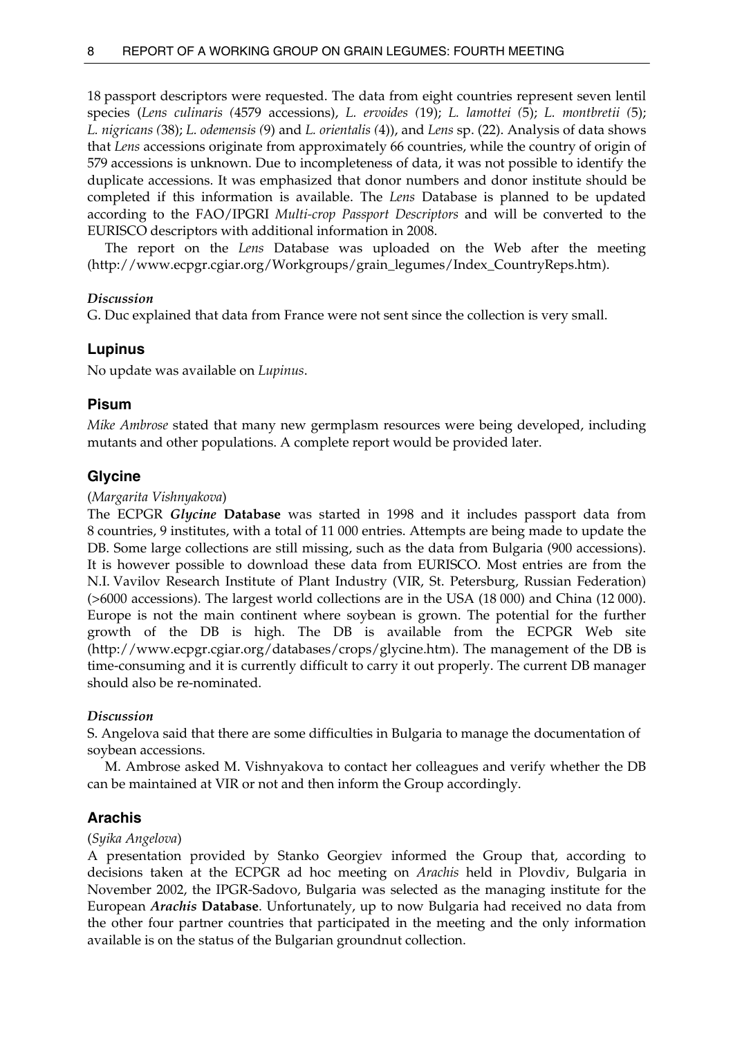18 passport descriptors were requested. The data from eight countries represent seven lentil species (*Lens culinaris (*4579 accessions), *L. ervoides (*19); *L. lamottei (*5); *L. montbretii (*5); *L. nigricans (*38); *L. odemensis (*9) and *L. orientalis (*4)), and *Lens* sp. (22). Analysis of data shows that *Lens* accessions originate from approximately 66 countries, while the country of origin of 579 accessions is unknown. Due to incompleteness of data, it was not possible to identify the duplicate accessions. It was emphasized that donor numbers and donor institute should be completed if this information is available. The *Lens* Database is planned to be updated according to the FAO/IPGRI *Multi-crop Passport Descriptors* and will be converted to the EURISCO descriptors with additional information in 2008.

The report on the *Lens* Database was uploaded on the Web after the meeting (http://www.ecpgr.cgiar.org/Workgroups/grain_legumes/Index_CountryReps.htm).

#### *Discussion*

G. Duc explained that data from France were not sent since the collection is very small.

### Lupinus

No update was available on *Lupinus*.

### Pisum

*Mike Ambrose* stated that many new germplasm resources were being developed, including mutants and other populations. A complete report would be provided later.

### Glycine

(*Margarita Vishnyakova*)

The ECPGR ***Glycine* Database** was started in 1998 and it includes passport data from 8 countries, 9 institutes, with a total of 11 000 entries. Attempts are being made to update the DB. Some large collections are still missing, such as the data from Bulgaria (900 accessions). It is however possible to download these data from EURISCO. Most entries are from the N.I. Vavilov Research Institute of Plant Industry (VIR, St. Petersburg, Russian Federation) (>6000 accessions). The largest world collections are in the USA (18 000) and China (12 000). Europe is not the main continent where soybean is grown. The potential for the further growth of the DB is high. The DB is available from the ECPGR Web site (http://www.ecpgr.cgiar.org/databases/crops/glycine.htm). The management of the DB is time-consuming and it is currently difficult to carry it out properly. The current DB manager should also be re-nominated.

#### *Discussion*

S. Angelova said that there are some difficulties in Bulgaria to manage the documentation of soybean accessions.

M. Ambrose asked M. Vishnyakova to contact her colleagues and verify whether the DB can be maintained at VIR or not and then inform the Group accordingly.

### Arachis

(*Syika Angelova*)

A presentation provided by Stanko Georgiev informed the Group that, according to decisions taken at the ECPGR ad hoc meeting on *Arachis* held in Plovdiv, Bulgaria in November 2002, the IPGR-Sadovo, Bulgaria was selected as the managing institute for the European ***Arachis* Database**. Unfortunately, up to now Bulgaria had received no data from the other four partner countries that participated in the meeting and the only information available is on the status of the Bulgarian groundnut collection.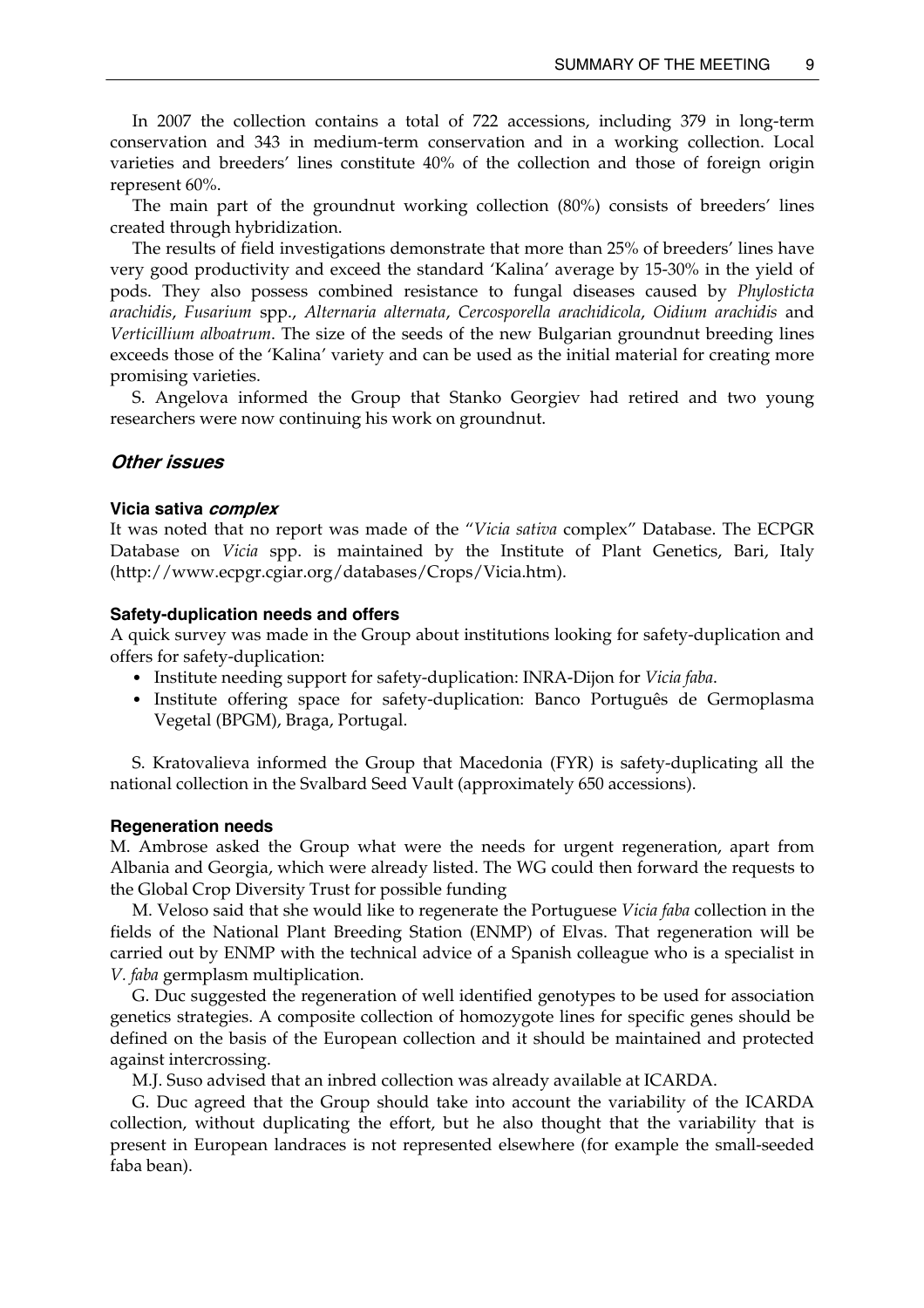In 2007 the collection contains a total of 722 accessions, including 379 in long-term conservation and 343 in medium-term conservation and in a working collection. Local varieties and breeders' lines constitute 40% of the collection and those of foreign origin represent 60%.

The main part of the groundnut working collection (80%) consists of breeders' lines created through hybridization.

The results of field investigations demonstrate that more than 25% of breeders' lines have very good productivity and exceed the standard 'Kalina' average by 15-30% in the yield of pods. They also possess combined resistance to fungal diseases caused by *Phylosticta arachidis*, *Fusarium* spp., *Alternaria alternata*, *Cercosporella arachidicola*, *Oidium arachidis* and *Verticillium alboatrum*. The size of the seeds of the new Bulgarian groundnut breeding lines exceeds those of the 'Kalina' variety and can be used as the initial material for creating more promising varieties.

S. Angelova informed the Group that Stanko Georgiev had retired and two young researchers were now continuing his work on groundnut.

## *Other issues*

### Vicia sativa *complex*

It was noted that no report was made of the "*Vicia sativa* complex" Database. The ECPGR Database on *Vicia* spp. is maintained by the Institute of Plant Genetics, Bari, Italy (http://www.ecpgr.cgiar.org/databases/Crops/Vicia.htm).

### Safety-duplication needs and offers

A quick survey was made in the Group about institutions looking for safety-duplication and offers for safety-duplication:

- Institute needing support for safety-duplication: INRA-Dijon for *Vicia faba*.
- Institute offering space for safety-duplication: Banco Português de Germoplasma Vegetal (BPGM), Braga, Portugal.

S. Kratovalieva informed the Group that Macedonia (FYR) is safety-duplicating all the national collection in the Svalbard Seed Vault (approximately 650 accessions).

### Regeneration needs

M. Ambrose asked the Group what were the needs for urgent regeneration, apart from Albania and Georgia, which were already listed. The WG could then forward the requests to the Global Crop Diversity Trust for possible funding

M. Veloso said that she would like to regenerate the Portuguese *Vicia faba* collection in the fields of the National Plant Breeding Station (ENMP) of Elvas. That regeneration will be carried out by ENMP with the technical advice of a Spanish colleague who is a specialist in *V. faba* germplasm multiplication.

G. Duc suggested the regeneration of well identified genotypes to be used for association genetics strategies. A composite collection of homozygote lines for specific genes should be defined on the basis of the European collection and it should be maintained and protected against intercrossing.

M.J. Suso advised that an inbred collection was already available at ICARDA.

G. Duc agreed that the Group should take into account the variability of the ICARDA collection, without duplicating the effort, but he also thought that the variability that is present in European landraces is not represented elsewhere (for example the small-seeded faba bean).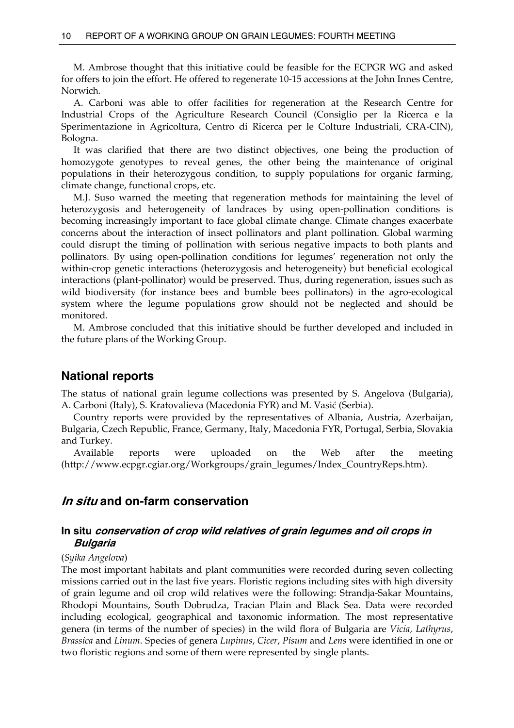M. Ambrose thought that this initiative could be feasible for the ECPGR WG and asked for offers to join the effort. He offered to regenerate 10-15 accessions at the John Innes Centre, Norwich.

A. Carboni was able to offer facilities for regeneration at the Research Centre for Industrial Crops of the Agriculture Research Council (Consiglio per la Ricerca e la Sperimentazione in Agricoltura, Centro di Ricerca per le Colture Industriali, CRA-CIN), Bologna.

It was clarified that there are two distinct objectives, one being the production of homozygote genotypes to reveal genes, the other being the maintenance of original populations in their heterozygous condition, to supply populations for organic farming, climate change, functional crops, etc.

M.J. Suso warned the meeting that regeneration methods for maintaining the level of heterozygosis and heterogeneity of landraces by using open-pollination conditions is becoming increasingly important to face global climate change. Climate changes exacerbate concerns about the interaction of insect pollinators and plant pollination. Global warming could disrupt the timing of pollination with serious negative impacts to both plants and pollinators. By using open-pollination conditions for legumes' regeneration not only the within-crop genetic interactions (heterozygosis and heterogeneity) but beneficial ecological interactions (plant-pollinator) would be preserved. Thus, during regeneration, issues such as wild biodiversity (for instance bees and bumble bees pollinators) in the agro-ecological system where the legume populations grow should not be neglected and should be monitored.

M. Ambrose concluded that this initiative should be further developed and included in the future plans of the Working Group.

## National reports

The status of national grain legume collections was presented by S. Angelova (Bulgaria), A. Carboni (Italy), S. Kratovalieva (Macedonia FYR) and M. Vasić (Serbia).

Country reports were provided by the representatives of Albania, Austria, Azerbaijan, Bulgaria, Czech Republic, France, Germany, Italy, Macedonia FYR, Portugal, Serbia, Slovakia and Turkey.

Available reports were uploaded on the Web after the meeting (http://www.ecpgr.cgiar.org/Workgroups/grain_legumes/Index_CountryReps.htm).

## *In situ* and on-farm conservation

### In situ *conservation of crop wild relatives of grain legumes and oil crops in Bulgaria*

(*Syika Angelova*)

The most important habitats and plant communities were recorded during seven collecting missions carried out in the last five years. Floristic regions including sites with high diversity of grain legume and oil crop wild relatives were the following: Strandja-Sakar Mountains, Rhodopi Mountains, South Dobrudza, Tracian Plain and Black Sea. Data were recorded including ecological, geographical and taxonomic information. The most representative genera (in terms of the number of species) in the wild flora of Bulgaria are *Vicia, Lathyrus*, *Brassica* and *Linum*. Species of genera *Lupinus*, *Cicer*, *Pisum* and *Lens* were identified in one or two floristic regions and some of them were represented by single plants.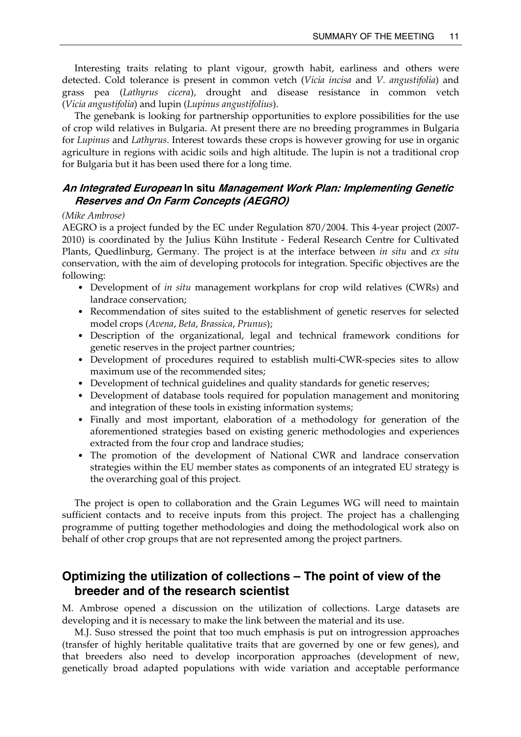Interesting traits relating to plant vigour, growth habit, earliness and others were detected. Cold tolerance is present in common vetch (*Vicia incisa* and *V. angustifolia*) and grass pea (*Lathyrus cicera*), drought and disease resistance in common vetch (*Vicia angustifolia*) and lupin (*Lupinus angustifolius*).

The genebank is looking for partnership opportunities to explore possibilities for the use of crop wild relatives in Bulgaria. At present there are no breeding programmes in Bulgaria for *Lupinus* and *Lathyrus*. Interest towards these crops is however growing for use in organic agriculture in regions with acidic soils and high altitude. The lupin is not a traditional crop for Bulgaria but it has been used there for a long time.

### *An Integrated European* In situ *Management Work Plan: Implementing Genetic Reserves and On Farm Concepts (AEGRO)*

*(Mike Ambrose)*

AEGRO is a project funded by the EC under Regulation 870/2004. This 4-year project (2007-2010) is coordinated by the Julius Kühn Institute - Federal Research Centre for Cultivated Plants, Quedlinburg, Germany. The project is at the interface between *in situ* and *ex situ* conservation, with the aim of developing protocols for integration. Specific objectives are the following:

- Development of *in situ* management workplans for crop wild relatives (CWRs) and landrace conservation;
- Recommendation of sites suited to the establishment of genetic reserves for selected model crops (*Avena*, *Beta*, *Brassica*, *Prunus*);
- Description of the organizational, legal and technical framework conditions for genetic reserves in the project partner countries;
- Development of procedures required to establish multi-CWR-species sites to allow maximum use of the recommended sites;
- Development of technical guidelines and quality standards for genetic reserves;
- Development of database tools required for population management and monitoring and integration of these tools in existing information systems;
- Finally and most important, elaboration of a methodology for generation of the aforementioned strategies based on existing generic methodologies and experiences extracted from the four crop and landrace studies;
- The promotion of the development of National CWR and landrace conservation strategies within the EU member states as components of an integrated EU strategy is the overarching goal of this project.

The project is open to collaboration and the Grain Legumes WG will need to maintain sufficient contacts and to receive inputs from this project. The project has a challenging programme of putting together methodologies and doing the methodological work also on behalf of other crop groups that are not represented among the project partners.

## Optimizing the utilization of collections – The point of view of the breeder and of the research scientist

M. Ambrose opened a discussion on the utilization of collections. Large datasets are developing and it is necessary to make the link between the material and its use.

M.J. Suso stressed the point that too much emphasis is put on introgression approaches (transfer of highly heritable qualitative traits that are governed by one or few genes), and that breeders also need to develop incorporation approaches (development of new, genetically broad adapted populations with wide variation and acceptable performance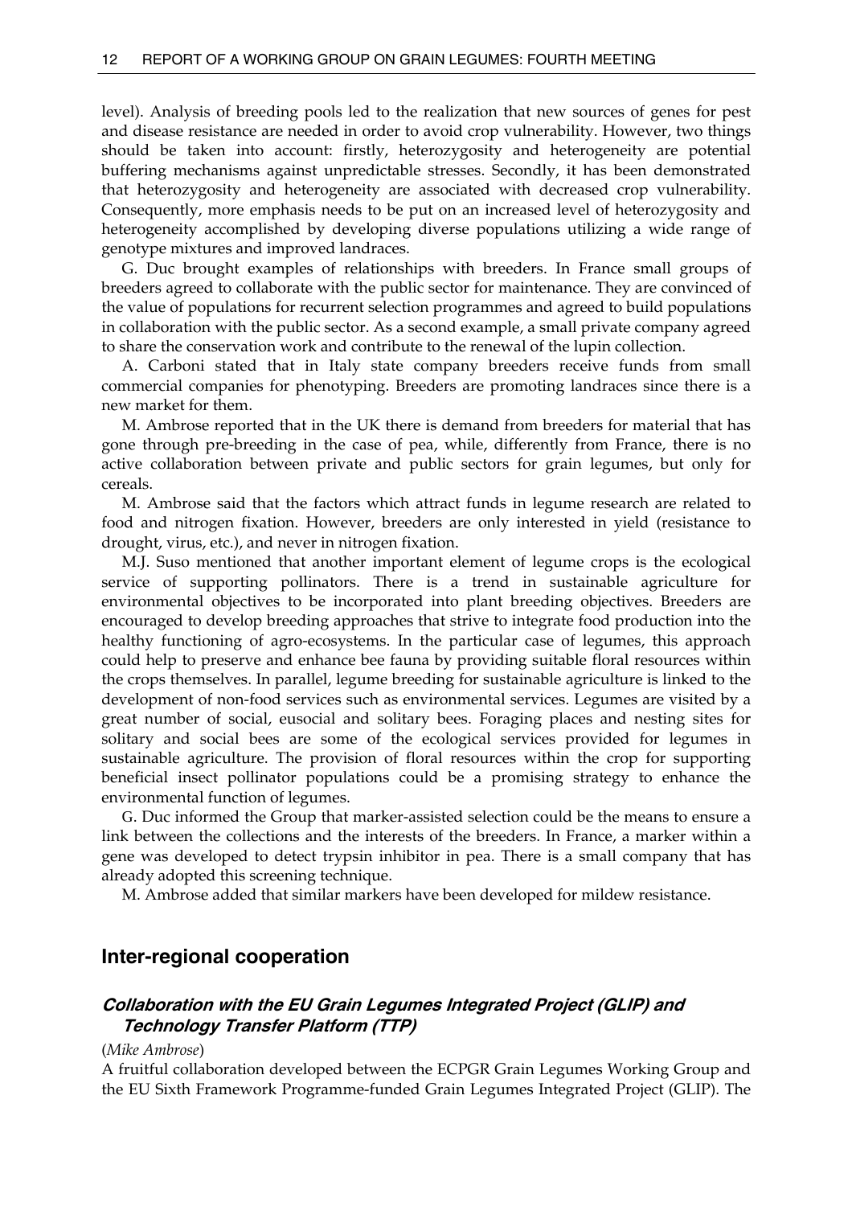level). Analysis of breeding pools led to the realization that new sources of genes for pest and disease resistance are needed in order to avoid crop vulnerability. However, two things should be taken into account: firstly, heterozygosity and heterogeneity are potential buffering mechanisms against unpredictable stresses. Secondly, it has been demonstrated that heterozygosity and heterogeneity are associated with decreased crop vulnerability. Consequently, more emphasis needs to be put on an increased level of heterozygosity and heterogeneity accomplished by developing diverse populations utilizing a wide range of genotype mixtures and improved landraces.

G. Duc brought examples of relationships with breeders. In France small groups of breeders agreed to collaborate with the public sector for maintenance. They are convinced of the value of populations for recurrent selection programmes and agreed to build populations in collaboration with the public sector. As a second example, a small private company agreed to share the conservation work and contribute to the renewal of the lupin collection.

A. Carboni stated that in Italy state company breeders receive funds from small commercial companies for phenotyping. Breeders are promoting landraces since there is a new market for them.

M. Ambrose reported that in the UK there is demand from breeders for material that has gone through pre-breeding in the case of pea, while, differently from France, there is no active collaboration between private and public sectors for grain legumes, but only for cereals.

M. Ambrose said that the factors which attract funds in legume research are related to food and nitrogen fixation. However, breeders are only interested in yield (resistance to drought, virus, etc.), and never in nitrogen fixation.

M.J. Suso mentioned that another important element of legume crops is the ecological service of supporting pollinators. There is a trend in sustainable agriculture for environmental objectives to be incorporated into plant breeding objectives. Breeders are encouraged to develop breeding approaches that strive to integrate food production into the healthy functioning of agro-ecosystems. In the particular case of legumes, this approach could help to preserve and enhance bee fauna by providing suitable floral resources within the crops themselves. In parallel, legume breeding for sustainable agriculture is linked to the development of non-food services such as environmental services. Legumes are visited by a great number of social, eusocial and solitary bees. Foraging places and nesting sites for solitary and social bees are some of the ecological services provided for legumes in sustainable agriculture. The provision of floral resources within the crop for supporting beneficial insect pollinator populations could be a promising strategy to enhance the environmental function of legumes.

G. Duc informed the Group that marker-assisted selection could be the means to ensure a link between the collections and the interests of the breeders. In France, a marker within a gene was developed to detect trypsin inhibitor in pea. There is a small company that has already adopted this screening technique.

M. Ambrose added that similar markers have been developed for mildew resistance.

## Inter-regional cooperation

### *Collaboration with the EU Grain Legumes Integrated Project (GLIP) and Technology Transfer Platform (TTP)*

(*Mike Ambrose*)

A fruitful collaboration developed between the ECPGR Grain Legumes Working Group and the EU Sixth Framework Programme-funded Grain Legumes Integrated Project (GLIP). The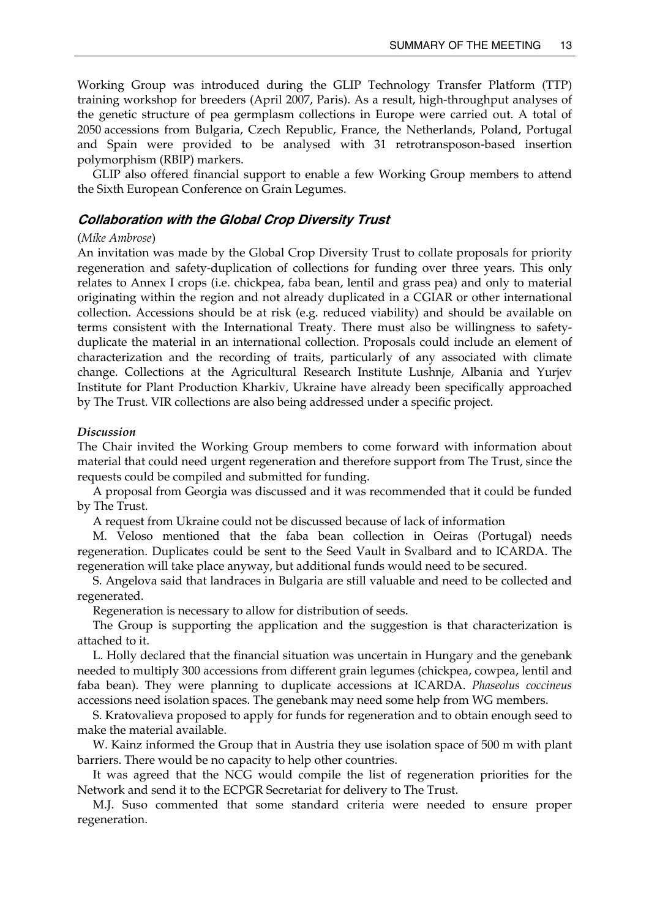Working Group was introduced during the GLIP Technology Transfer Platform (TTP) training workshop for breeders (April 2007, Paris). As a result, high-throughput analyses of the genetic structure of pea germplasm collections in Europe were carried out. A total of 2050 accessions from Bulgaria, Czech Republic, France, the Netherlands, Poland, Portugal and Spain were provided to be analysed with 31 retrotransposon-based insertion polymorphism (RBIP) markers.

GLIP also offered financial support to enable a few Working Group members to attend the Sixth European Conference on Grain Legumes.

### Collaboration with the Global Crop Diversity Trust

(*Mike Ambrose*)

An invitation was made by the Global Crop Diversity Trust to collate proposals for priority regeneration and safety-duplication of collections for funding over three years. This only relates to Annex I crops (i.e. chickpea, faba bean, lentil and grass pea) and only to material originating within the region and not already duplicated in a CGIAR or other international collection. Accessions should be at risk (e.g. reduced viability) and should be available on terms consistent with the International Treaty. There must also be willingness to safety-duplicate the material in an international collection. Proposals could include an element of characterization and the recording of traits, particularly of any associated with climate change. Collections at the Agricultural Research Institute Lushnje, Albania and Yurjev Institute for Plant Production Kharkiv, Ukraine have already been specifically approached by The Trust. VIR collections are also being addressed under a specific project.

#### *Discussion*

The Chair invited the Working Group members to come forward with information about material that could need urgent regeneration and therefore support from The Trust, since the requests could be compiled and submitted for funding.

A proposal from Georgia was discussed and it was recommended that it could be funded by The Trust.

A request from Ukraine could not be discussed because of lack of information

M. Veloso mentioned that the faba bean collection in Oeiras (Portugal) needs regeneration. Duplicates could be sent to the Seed Vault in Svalbard and to ICARDA. The regeneration will take place anyway, but additional funds would need to be secured.

S. Angelova said that landraces in Bulgaria are still valuable and need to be collected and regenerated.

Regeneration is necessary to allow for distribution of seeds.

The Group is supporting the application and the suggestion is that characterization is attached to it.

L. Holly declared that the financial situation was uncertain in Hungary and the genebank needed to multiply 300 accessions from different grain legumes (chickpea, cowpea, lentil and faba bean). They were planning to duplicate accessions at ICARDA. *Phaseolus coccineus* accessions need isolation spaces. The genebank may need some help from WG members.

S. Kratovalieva proposed to apply for funds for regeneration and to obtain enough seed to make the material available.

W. Kainz informed the Group that in Austria they use isolation space of 500 m with plant barriers. There would be no capacity to help other countries.

It was agreed that the NCG would compile the list of regeneration priorities for the Network and send it to the ECPGR Secretariat for delivery to The Trust.

M.J. Suso commented that some standard criteria were needed to ensure proper regeneration.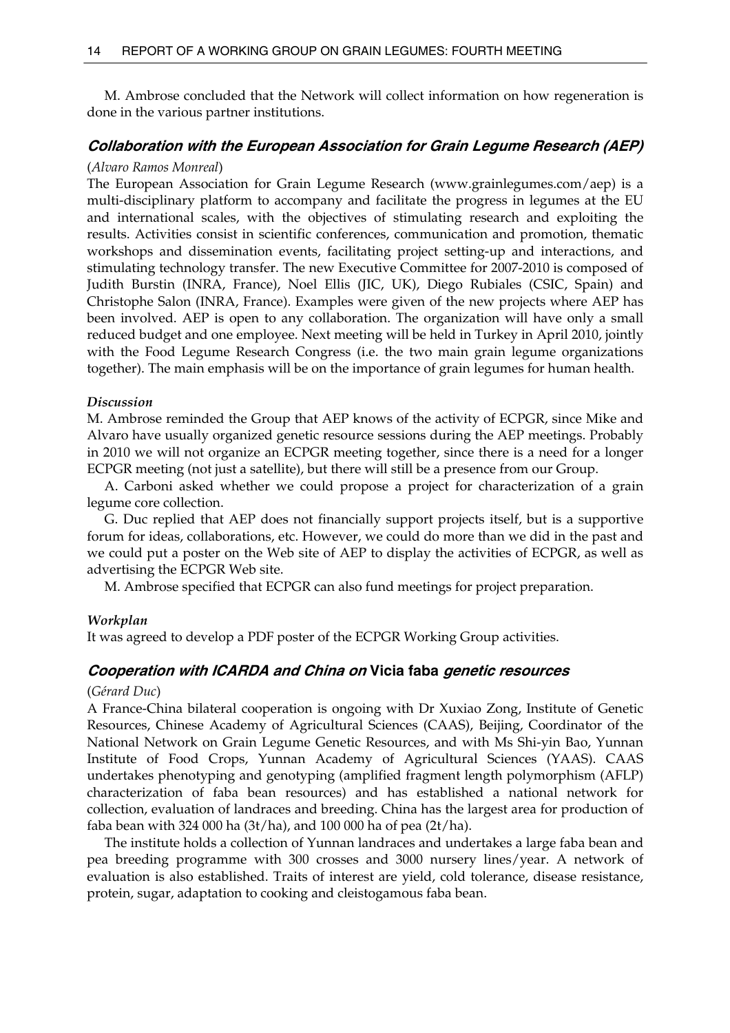M. Ambrose concluded that the Network will collect information on how regeneration is done in the various partner institutions.

### *Collaboration with the European Association for Grain Legume Research (AEP)*

(*Alvaro Ramos Monreal*)

The European Association for Grain Legume Research (www.grainlegumes.com/aep) is a multi-disciplinary platform to accompany and facilitate the progress in legumes at the EU and international scales, with the objectives of stimulating research and exploiting the results. Activities consist in scientific conferences, communication and promotion, thematic workshops and dissemination events, facilitating project setting-up and interactions, and stimulating technology transfer. The new Executive Committee for 2007-2010 is composed of Judith Burstin (INRA, France), Noel Ellis (JIC, UK), Diego Rubiales (CSIC, Spain) and Christophe Salon (INRA, France). Examples were given of the new projects where AEP has been involved. AEP is open to any collaboration. The organization will have only a small reduced budget and one employee. Next meeting will be held in Turkey in April 2010, jointly with the Food Legume Research Congress (i.e. the two main grain legume organizations together). The main emphasis will be on the importance of grain legumes for human health.

#### *Discussion*

M. Ambrose reminded the Group that AEP knows of the activity of ECPGR, since Mike and Alvaro have usually organized genetic resource sessions during the AEP meetings. Probably in 2010 we will not organize an ECPGR meeting together, since there is a need for a longer ECPGR meeting (not just a satellite), but there will still be a presence from our Group.

A. Carboni asked whether we could propose a project for characterization of a grain legume core collection.

G. Duc replied that AEP does not financially support projects itself, but is a supportive forum for ideas, collaborations, etc. However, we could do more than we did in the past and we could put a poster on the Web site of AEP to display the activities of ECPGR, as well as advertising the ECPGR Web site.

M. Ambrose specified that ECPGR can also fund meetings for project preparation.

#### *Workplan*

It was agreed to develop a PDF poster of the ECPGR Working Group activities.

### *Cooperation with ICARDA and China on* **Vicia faba** *genetic resources*

(*Gérard Duc*)

A France-China bilateral cooperation is ongoing with Dr Xuxiao Zong, Institute of Genetic Resources, Chinese Academy of Agricultural Sciences (CAAS), Beijing, Coordinator of the National Network on Grain Legume Genetic Resources, and with Ms Shi-yin Bao, Yunnan Institute of Food Crops, Yunnan Academy of Agricultural Sciences (YAAS). CAAS undertakes phenotyping and genotyping (amplified fragment length polymorphism (AFLP) characterization of faba bean resources) and has established a national network for collection, evaluation of landraces and breeding. China has the largest area for production of faba bean with 324 000 ha (3t/ha), and 100 000 ha of pea (2t/ha).

The institute holds a collection of Yunnan landraces and undertakes a large faba bean and pea breeding programme with 300 crosses and 3000 nursery lines/year. A network of evaluation is also established. Traits of interest are yield, cold tolerance, disease resistance, protein, sugar, adaptation to cooking and cleistogamous faba bean.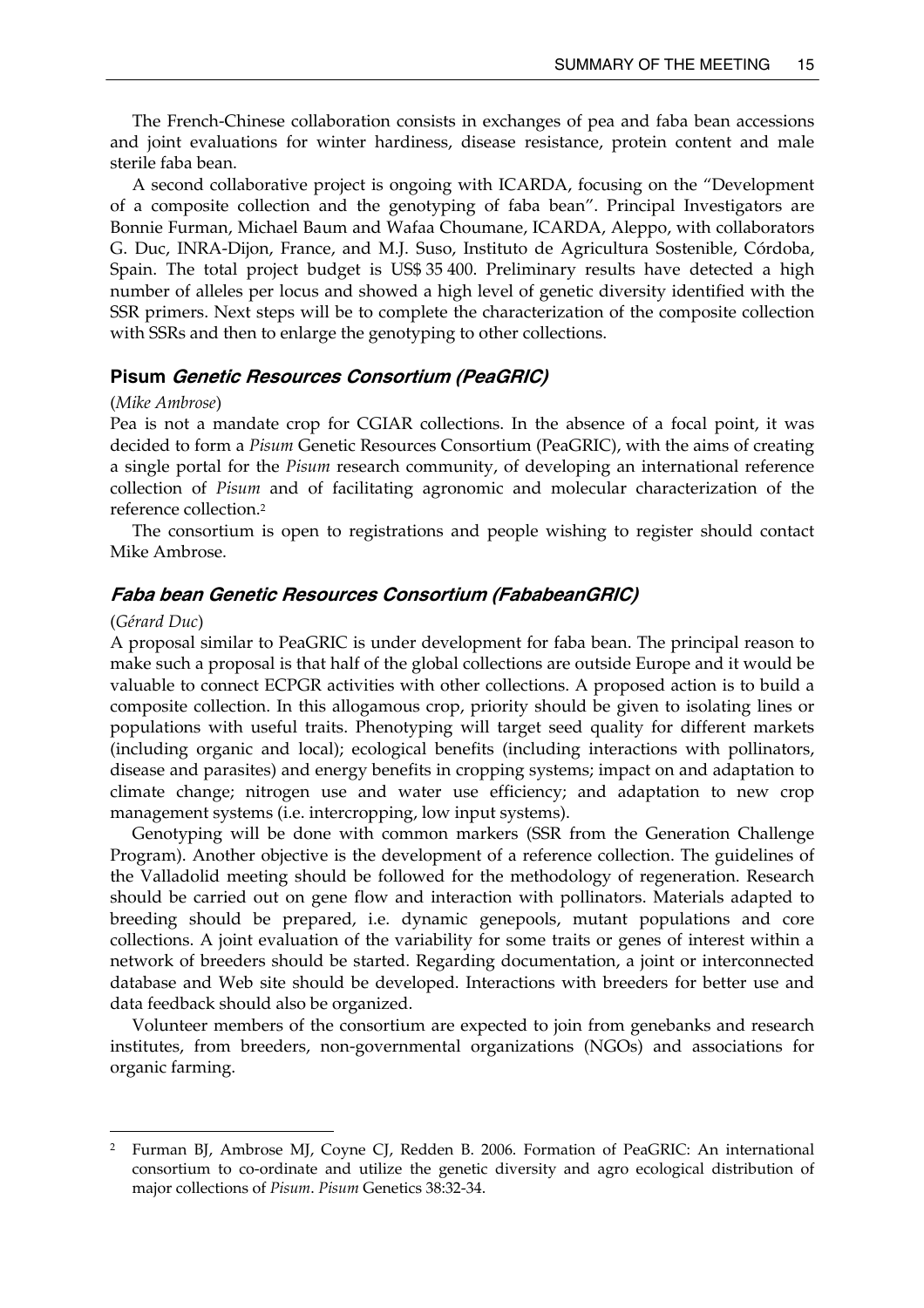The French-Chinese collaboration consists in exchanges of pea and faba bean accessions and joint evaluations for winter hardiness, disease resistance, protein content and male sterile faba bean.

A second collaborative project is ongoing with ICARDA, focusing on the "Development of a composite collection and the genotyping of faba bean". Principal Investigators are Bonnie Furman, Michael Baum and Wafaa Choumane, ICARDA, Aleppo, with collaborators G. Duc, INRA-Dijon, France, and M.J. Suso, Instituto de Agricultura Sostenible, Córdoba, Spain. The total project budget is US$ 35 400. Preliminary results have detected a high number of alleles per locus and showed a high level of genetic diversity identified with the SSR primers. Next steps will be to complete the characterization of the composite collection with SSRs and then to enlarge the genotyping to other collections.

### Pisum *Genetic Resources Consortium (PeaGRIC)*

(*Mike Ambrose*)

Pea is not a mandate crop for CGIAR collections. In the absence of a focal point, it was decided to form a *Pisum* Genetic Resources Consortium (PeaGRIC), with the aims of creating a single portal for the *Pisum* research community, of developing an international reference collection of *Pisum* and of facilitating agronomic and molecular characterization of the reference collection.[2]

The consortium is open to registrations and people wishing to register should contact Mike Ambrose.

### *Faba bean Genetic Resources Consortium (FababeanGRIC)*

(*Gérard Duc*)

A proposal similar to PeaGRIC is under development for faba bean. The principal reason to make such a proposal is that half of the global collections are outside Europe and it would be valuable to connect ECPGR activities with other collections. A proposed action is to build a composite collection. In this allogamous crop, priority should be given to isolating lines or populations with useful traits. Phenotyping will target seed quality for different markets (including organic and local); ecological benefits (including interactions with pollinators, disease and parasites) and energy benefits in cropping systems; impact on and adaptation to climate change; nitrogen use and water use efficiency; and adaptation to new crop management systems (i.e. intercropping, low input systems).

Genotyping will be done with common markers (SSR from the Generation Challenge Program). Another objective is the development of a reference collection. The guidelines of the Valladolid meeting should be followed for the methodology of regeneration. Research should be carried out on gene flow and interaction with pollinators. Materials adapted to breeding should be prepared, i.e. dynamic genepools, mutant populations and core collections. A joint evaluation of the variability for some traits or genes of interest within a network of breeders should be started. Regarding documentation, a joint or interconnected database and Web site should be developed. Interactions with breeders for better use and data feedback should also be organized.

Volunteer members of the consortium are expected to join from genebanks and research institutes, from breeders, non-governmental organizations (NGOs) and associations for organic farming.

---

[2] Furman BJ, Ambrose MJ, Coyne CJ, Redden B. 2006. Formation of PeaGRIC: An international consortium to co-ordinate and utilize the genetic diversity and agro ecological distribution of major collections of *Pisum*. *Pisum* Genetics 38:32-34.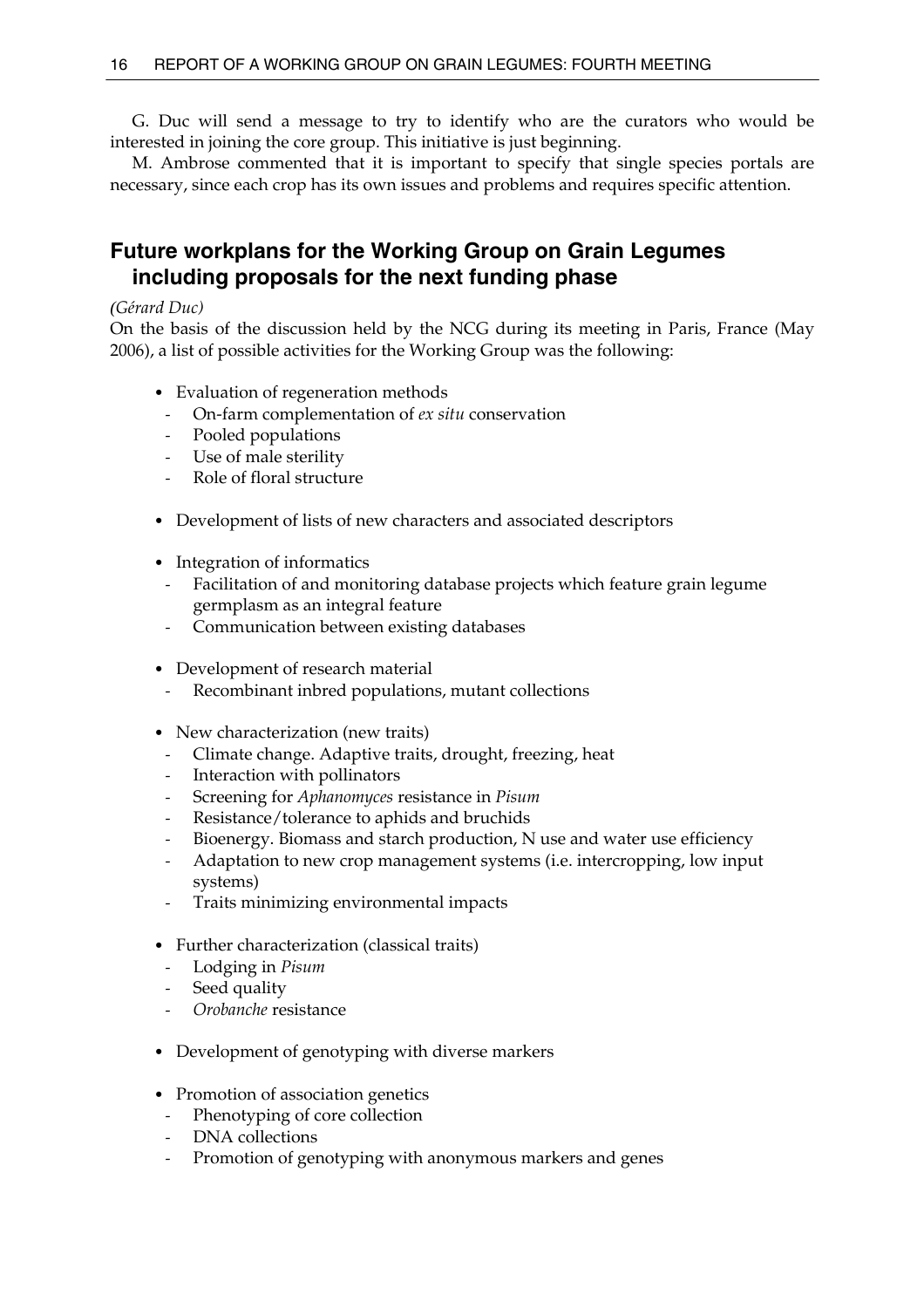G. Duc will send a message to try to identify who are the curators who would be interested in joining the core group. This initiative is just beginning.

M. Ambrose commented that it is important to specify that single species portals are necessary, since each crop has its own issues and problems and requires specific attention.

## Future workplans for the Working Group on Grain Legumes including proposals for the next funding phase

*(Gérard Duc)*

On the basis of the discussion held by the NCG during its meeting in Paris, France (May 2006), a list of possible activities for the Working Group was the following:

- Evaluation of regeneration methods
  - On-farm complementation of *ex situ* conservation
  - Pooled populations
  - Use of male sterility
  - Role of floral structure

- Development of lists of new characters and associated descriptors

- Integration of informatics
  - Facilitation of and monitoring database projects which feature grain legume germplasm as an integral feature
  - Communication between existing databases

- Development of research material
  - Recombinant inbred populations, mutant collections

- New characterization (new traits)
  - Climate change. Adaptive traits, drought, freezing, heat
  - Interaction with pollinators
  - Screening for *Aphanomyces* resistance in *Pisum*
  - Resistance/tolerance to aphids and bruchids
  - Bioenergy. Biomass and starch production, N use and water use efficiency
  - Adaptation to new crop management systems (i.e. intercropping, low input systems)
  - Traits minimizing environmental impacts

- Further characterization (classical traits)
  - Lodging in *Pisum*
  - Seed quality
  - *Orobanche* resistance

- Development of genotyping with diverse markers

- Promotion of association genetics
  - Phenotyping of core collection
  - DNA collections
  - Promotion of genotyping with anonymous markers and genes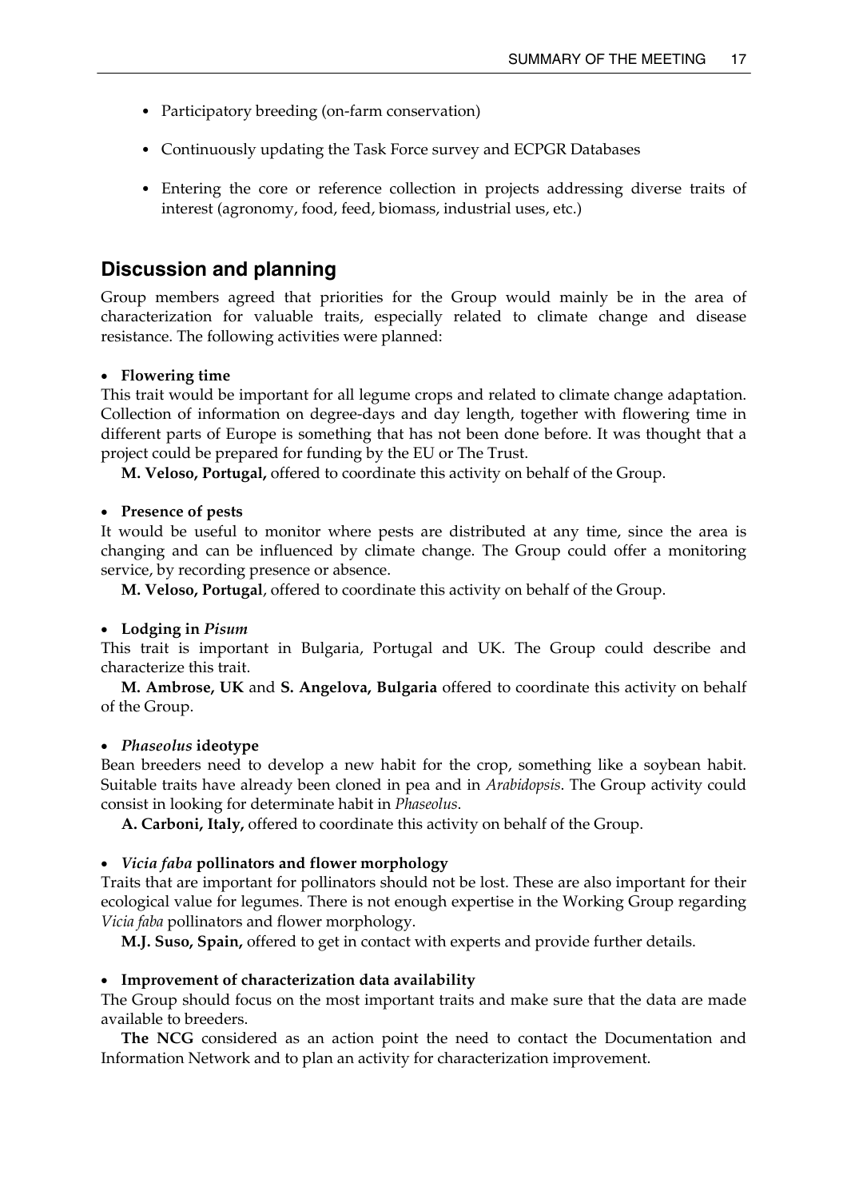- Participatory breeding (on-farm conservation)
- Continuously updating the Task Force survey and ECPGR Databases
- Entering the core or reference collection in projects addressing diverse traits of interest (agronomy, food, feed, biomass, industrial uses, etc.)

## Discussion and planning

Group members agreed that priorities for the Group would mainly be in the area of characterization for valuable traits, especially related to climate change and disease resistance. The following activities were planned:

- **Flowering time**

This trait would be important for all legume crops and related to climate change adaptation. Collection of information on degree-days and day length, together with flowering time in different parts of Europe is something that has not been done before. It was thought that a project could be prepared for funding by the EU or The Trust.

**M. Veloso, Portugal,** offered to coordinate this activity on behalf of the Group.

- **Presence of pests**

It would be useful to monitor where pests are distributed at any time, since the area is changing and can be influenced by climate change. The Group could offer a monitoring service, by recording presence or absence.

**M. Veloso, Portugal**, offered to coordinate this activity on behalf of the Group.

- **Lodging in *Pisum***

This trait is important in Bulgaria, Portugal and UK. The Group could describe and characterize this trait.

**M. Ambrose, UK** and **S. Angelova, Bulgaria** offered to coordinate this activity on behalf of the Group.

- ***Phaseolus* ideotype**

Bean breeders need to develop a new habit for the crop, something like a soybean habit. Suitable traits have already been cloned in pea and in *Arabidopsis*. The Group activity could consist in looking for determinate habit in *Phaseolus*.

**A. Carboni, Italy,** offered to coordinate this activity on behalf of the Group.

- ***Vicia faba* pollinators and flower morphology**

Traits that are important for pollinators should not be lost. These are also important for their ecological value for legumes. There is not enough expertise in the Working Group regarding *Vicia faba* pollinators and flower morphology.

**M.J. Suso, Spain,** offered to get in contact with experts and provide further details.

- **Improvement of characterization data availability**

The Group should focus on the most important traits and make sure that the data are made available to breeders.

**The NCG** considered as an action point the need to contact the Documentation and Information Network and to plan an activity for characterization improvement.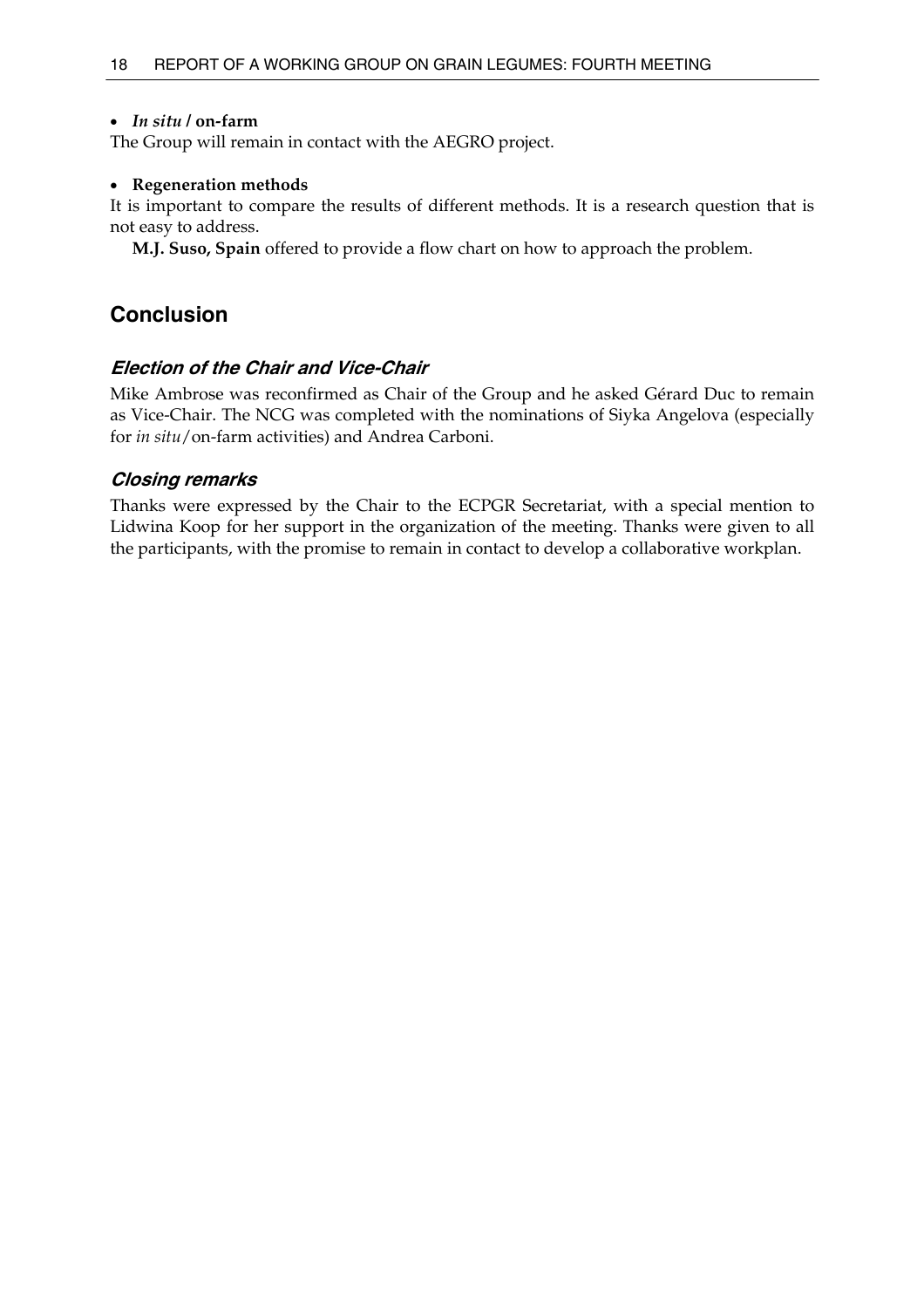- ***In situ* / on-farm**

The Group will remain in contact with the AEGRO project.

- **Regeneration methods**

It is important to compare the results of different methods. It is a research question that is not easy to address.

**M.J. Suso, Spain** offered to provide a flow chart on how to approach the problem.

## Conclusion

### *Election of the Chair and Vice-Chair*

Mike Ambrose was reconfirmed as Chair of the Group and he asked Gérard Duc to remain as Vice-Chair. The NCG was completed with the nominations of Siyka Angelova (especially for *in situ*/on-farm activities) and Andrea Carboni.

### *Closing remarks*

Thanks were expressed by the Chair to the ECPGR Secretariat, with a special mention to Lidwina Koop for her support in the organization of the meeting. Thanks were given to all the participants, with the promise to remain in contact to develop a collaborative workplan.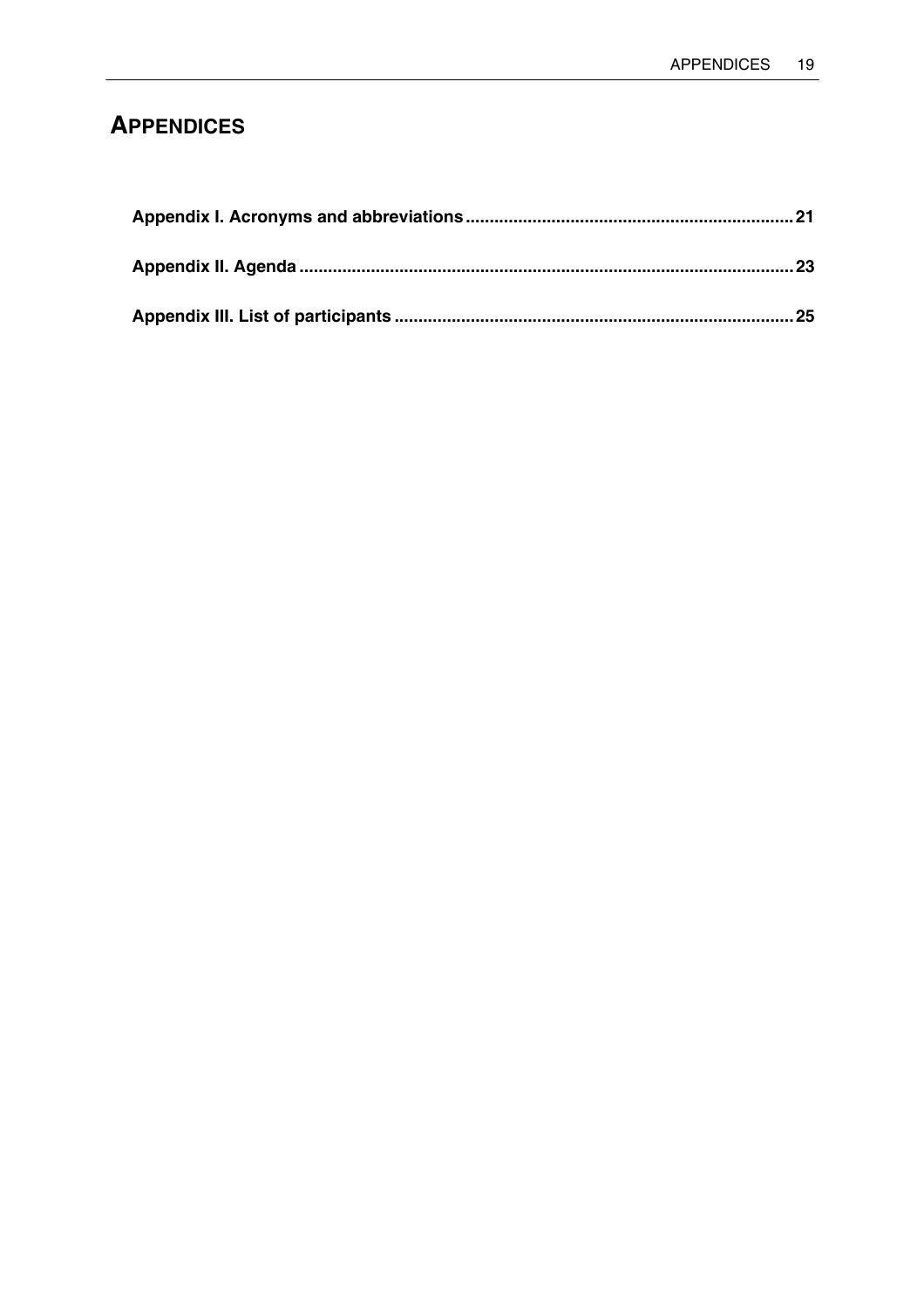# APPENDICES

**Appendix I. Acronyms and abbreviations** .................................................................. **21**

**Appendix II. Agenda** ..................................................................................................... **23**

**Appendix III. List of participants** .................................................................................. **25**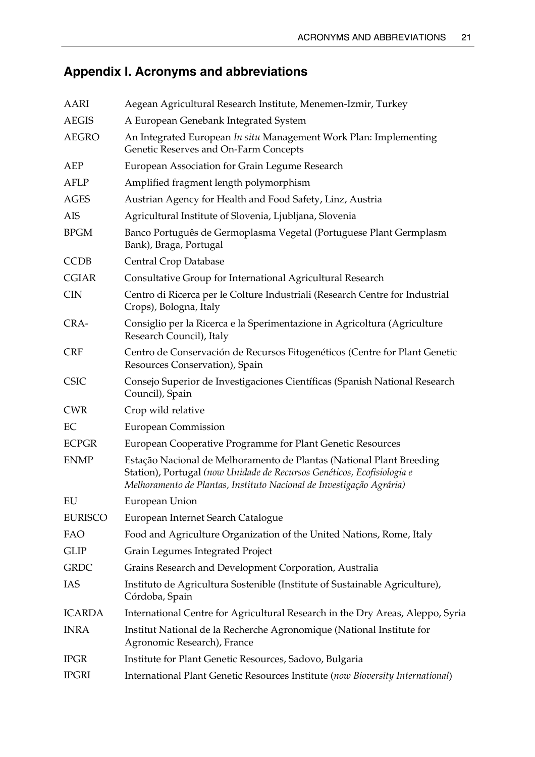## Appendix I. Acronyms and abbreviations

| | |
|---|---|
| AARI | Aegean Agricultural Research Institute, Menemen-Izmir, Turkey |
| AEGIS | A European Genebank Integrated System |
| AEGRO | An Integrated European *In situ* Management Work Plan: Implementing Genetic Reserves and On-Farm Concepts |
| AEP | European Association for Grain Legume Research |
| AFLP | Amplified fragment length polymorphism |
| AGES | Austrian Agency for Health and Food Safety, Linz, Austria |
| AIS | Agricultural Institute of Slovenia, Ljubljana, Slovenia |
| BPGM | Banco Português de Germoplasma Vegetal (Portuguese Plant Germplasm Bank), Braga, Portugal |
| CCDB | Central Crop Database |
| CGIAR | Consultative Group for International Agricultural Research |
| CIN | Centro di Ricerca per le Colture Industriali (Research Centre for Industrial Crops), Bologna, Italy |
| CRA- | Consiglio per la Ricerca e la Sperimentazione in Agricoltura (Agriculture Research Council), Italy |
| CRF | Centro de Conservación de Recursos Fitogenéticos (Centre for Plant Genetic Resources Conservation), Spain |
| CSIC | Consejo Superior de Investigaciones Científicas (Spanish National Research Council), Spain |
| CWR | Crop wild relative |
| EC | European Commission |
| ECPGR | European Cooperative Programme for Plant Genetic Resources |
| ENMP | Estação Nacional de Melhoramento de Plantas (National Plant Breeding Station), Portugal *(now Unidade de Recursos Genéticos, Ecofisiologia e Melhoramento de Plantas, Instituto Nacional de Investigação Agrária)* |
| EU | European Union |
| EURISCO | European Internet Search Catalogue |
| FAO | Food and Agriculture Organization of the United Nations, Rome, Italy |
| GLIP | Grain Legumes Integrated Project |
| GRDC | Grains Research and Development Corporation, Australia |
| IAS | Instituto de Agricultura Sostenible (Institute of Sustainable Agriculture), Córdoba, Spain |
| ICARDA | International Centre for Agricultural Research in the Dry Areas, Aleppo, Syria |
| INRA | Institut National de la Recherche Agronomique (National Institute for Agronomic Research), France |
| IPGR | Institute for Plant Genetic Resources, Sadovo, Bulgaria |
| IPGRI | International Plant Genetic Resources Institute (*now Bioversity International*) |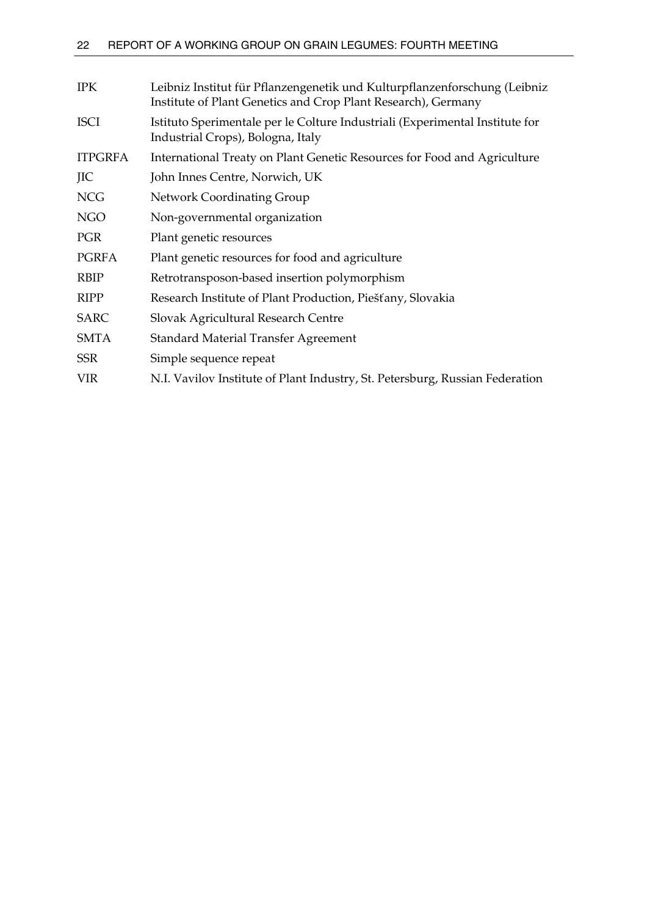| | |
|---|---|
| IPK | Leibniz Institut für Pflanzengenetik und Kulturpflanzenforschung (Leibniz Institute of Plant Genetics and Crop Plant Research), Germany |
| ISCI | Istituto Sperimentale per le Colture Industriali (Experimental Institute for Industrial Crops), Bologna, Italy |
| ITPGRFA | International Treaty on Plant Genetic Resources for Food and Agriculture |
| JIC | John Innes Centre, Norwich, UK |
| NCG | Network Coordinating Group |
| NGO | Non-governmental organization |
| PGR | Plant genetic resources |
| PGRFA | Plant genetic resources for food and agriculture |
| RBIP | Retrotransposon-based insertion polymorphism |
| RIPP | Research Institute of Plant Production, Piešťany, Slovakia |
| SARC | Slovak Agricultural Research Centre |
| SMTA | Standard Material Transfer Agreement |
| SSR | Simple sequence repeat |
| VIR | N.I. Vavilov Institute of Plant Industry, St. Petersburg, Russian Federation |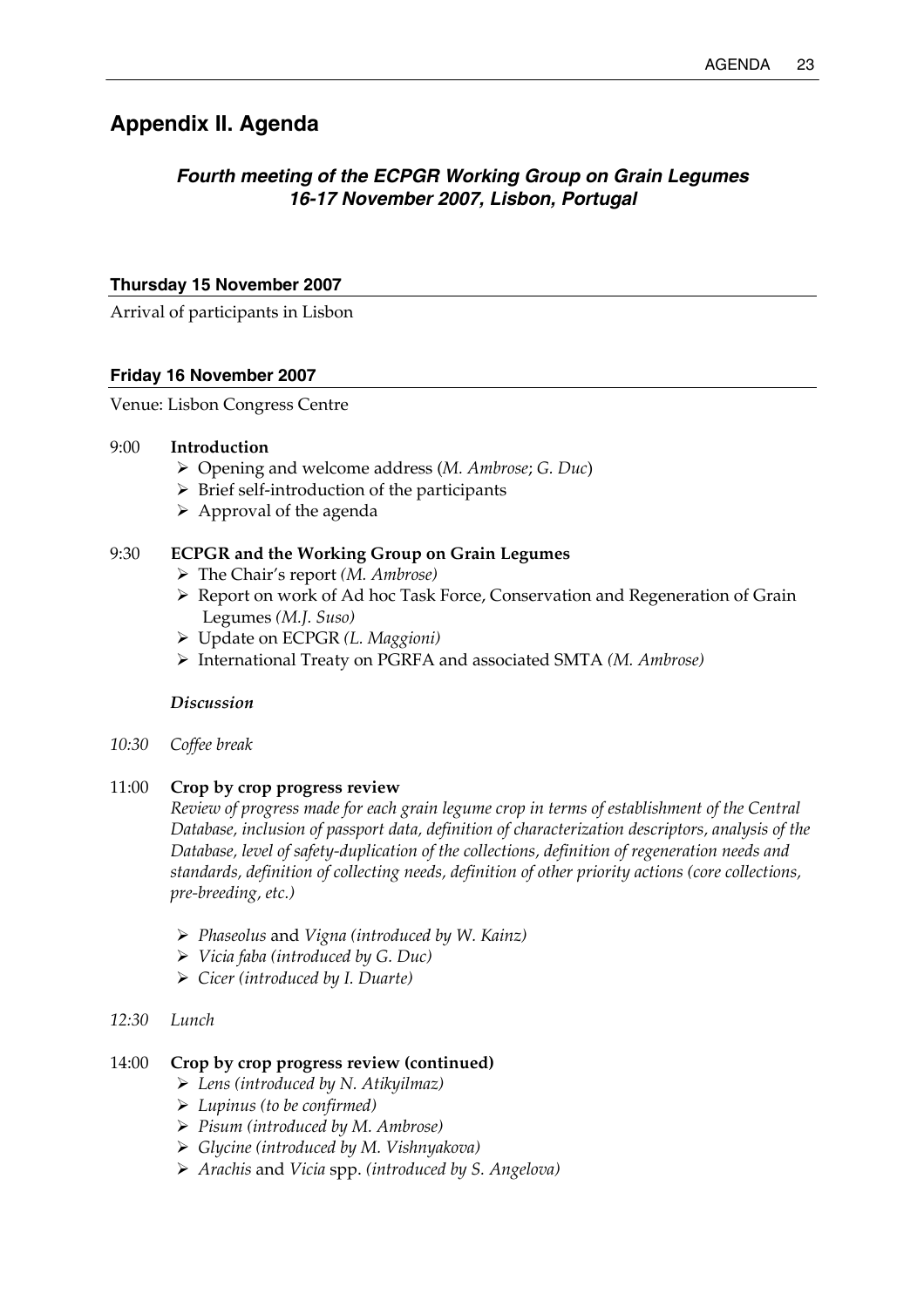## Appendix II. Agenda

### *Fourth meeting of the ECPGR Working Group on Grain Legumes 16-17 November 2007, Lisbon, Portugal*

**Thursday 15 November 2007**

Arrival of participants in Lisbon

**Friday 16 November 2007**

Venue: Lisbon Congress Centre

9:00 **Introduction**

- Opening and welcome address (*M. Ambrose*; *G. Duc*)
- Brief self-introduction of the participants
- Approval of the agenda

9:30 **ECPGR and the Working Group on Grain Legumes**

- The Chair's report *(M. Ambrose)*
- Report on work of Ad hoc Task Force, Conservation and Regeneration of Grain Legumes *(M.J. Suso)*
- Update on ECPGR *(L. Maggioni)*
- International Treaty on PGRFA and associated SMTA *(M. Ambrose)*

***Discussion***

*10:30 Coffee break*

11:00 **Crop by crop progress review**

*Review of progress made for each grain legume crop in terms of establishment of the Central Database, inclusion of passport data, definition of characterization descriptors, analysis of the Database, level of safety-duplication of the collections, definition of regeneration needs and standards, definition of collecting needs, definition of other priority actions (core collections, pre-breeding, etc.)*

- *Phaseolus* and *Vigna (introduced by W. Kainz)*
- *Vicia faba (introduced by G. Duc)*
- *Cicer (introduced by I. Duarte)*

*12:30 Lunch*

14:00 **Crop by crop progress review (continued)**

- *Lens (introduced by N. Atikyilmaz)*
- *Lupinus (to be confirmed)*
- *Pisum (introduced by M. Ambrose)*
- *Glycine (introduced by M. Vishnyakova)*
- *Arachis* and *Vicia* spp. *(introduced by S. Angelova)*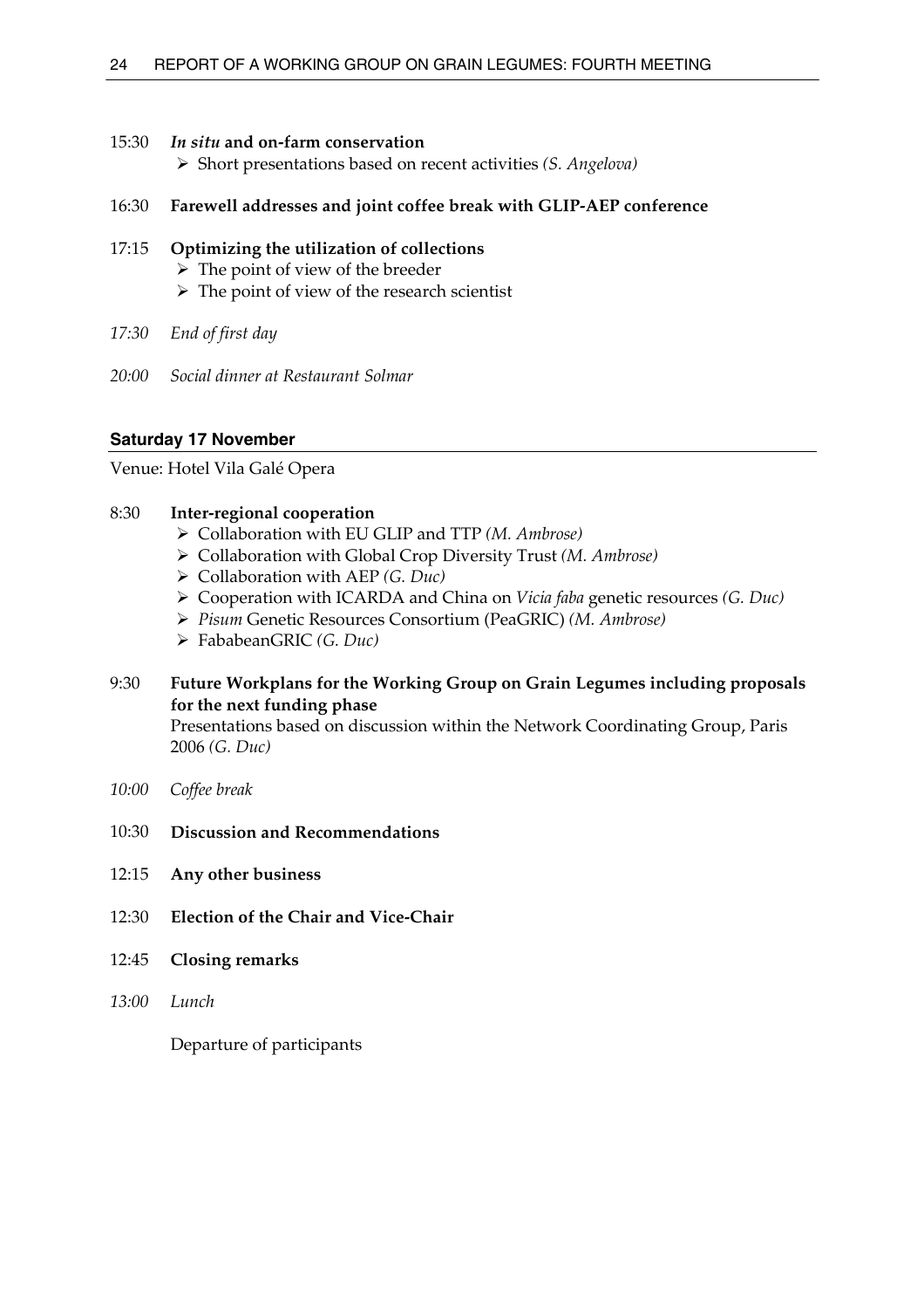15:30 ***In situ* and on-farm conservation**

- Short presentations based on recent activities *(S. Angelova)*

16:30 **Farewell addresses and joint coffee break with GLIP-AEP conference**

17:15 **Optimizing the utilization of collections**

- The point of view of the breeder
- The point of view of the research scientist

*17:30 End of first day*

*20:00 Social dinner at Restaurant Solmar*

### Saturday 17 November

Venue: Hotel Vila Galé Opera

8:30 **Inter-regional cooperation**

- Collaboration with EU GLIP and TTP *(M. Ambrose)*
- Collaboration with Global Crop Diversity Trust *(M. Ambrose)*
- Collaboration with AEP *(G. Duc)*
- Cooperation with ICARDA and China on *Vicia faba* genetic resources *(G. Duc)*
- *Pisum* Genetic Resources Consortium (PeaGRIC) *(M. Ambrose)*
- FababeanGRIC *(G. Duc)*

9:30 **Future Workplans for the Working Group on Grain Legumes including proposals for the next funding phase**

Presentations based on discussion within the Network Coordinating Group, Paris 2006 *(G. Duc)*

*10:00 Coffee break*

10:30 **Discussion and Recommendations**

12:15 **Any other business**

12:30 **Election of the Chair and Vice-Chair**

12:45 **Closing remarks**

*13:00 Lunch*

Departure of participants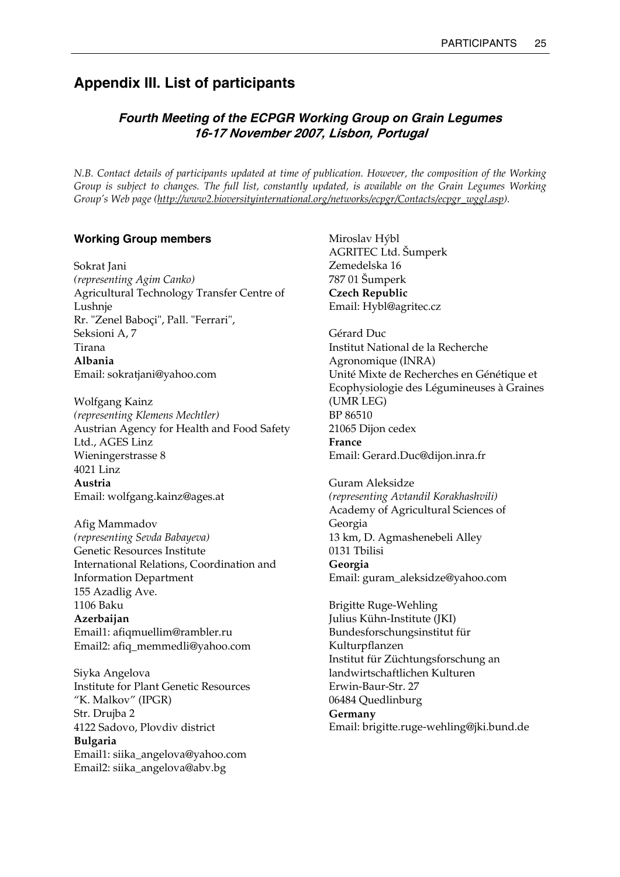## Appendix III. List of participants

### *Fourth Meeting of the ECPGR Working Group on Grain Legumes 16-17 November 2007, Lisbon, Portugal*

*N.B. Contact details of participants updated at time of publication. However, the composition of the Working Group is subject to changes. The full list, constantly updated, is available on the Grain Legumes Working Group's Web page (http://www2.bioversityinternational.org/networks/ecpgr/Contacts/ecpgr_wggl.asp).*

#### Working Group members

Sokrat Jani
*(representing Agim Canko)*
Agricultural Technology Transfer Centre of Lushnje
Rr. "Zenel Baboçi", Pall. "Ferrari",
Seksioni A, 7
Tirana
**Albania**
Email: sokratjani@yahoo.com

Wolfgang Kainz
*(representing Klemens Mechtler)*
Austrian Agency for Health and Food Safety Ltd., AGES Linz
Wieningerstrasse 8
4021 Linz
**Austria**
Email: wolfgang.kainz@ages.at

Afig Mammadov
*(representing Sevda Babayeva)*
Genetic Resources Institute
International Relations, Coordination and Information Department
155 Azadlig Ave.
1106 Baku
**Azerbaijan**
Email1: afiqmuellim@rambler.ru
Email2: afiq_memmedli@yahoo.com

Siyka Angelova
Institute for Plant Genetic Resources "K. Malkov" (IPGR)
Str. Drujba 2
4122 Sadovo, Plovdiv district
**Bulgaria**
Email1: siika_angelova@yahoo.com
Email2: siika_angelova@abv.bg

Miroslav Hýbl
AGRITEC Ltd. Šumperk
Zemedelska 16
787 01 Šumperk
**Czech Republic**
Email: Hybl@agritec.cz

Gérard Duc
Institut National de la Recherche Agronomique (INRA)
Unité Mixte de Recherches en Génétique et Ecophysiologie des Légumineuses à Graines (UMR LEG)
BP 86510
21065 Dijon cedex
**France**
Email: Gerard.Duc@dijon.inra.fr

Guram Aleksidze
*(representing Avtandil Korakhashvili)*
Academy of Agricultural Sciences of Georgia
13 km, D. Agmashenebeli Alley
0131 Tbilisi
**Georgia**
Email: guram_aleksidze@yahoo.com

Brigitte Ruge-Wehling
Julius Kühn-Institute (JKI)
Bundesforschungsinstitut für Kulturpflanzen
Institut für Züchtungsforschung an landwirtschaftlichen Kulturen
Erwin-Baur-Str. 27
06484 Quedlinburg
**Germany**
Email: brigitte.ruge-wehling@jki.bund.de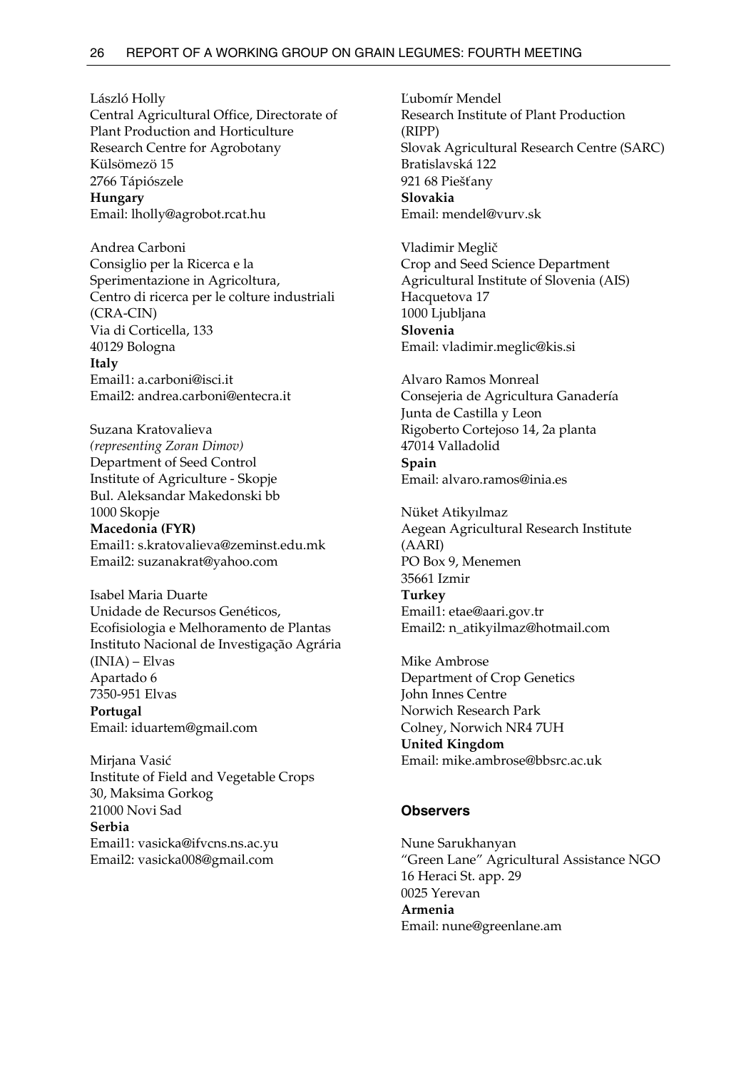László Holly
Central Agricultural Office, Directorate of Plant Production and Horticulture
Research Centre for Agrobotany
Külsömezö 15
2766 Tápiószele
**Hungary**
Email: lholly@agrobot.rcat.hu

Andrea Carboni
Consiglio per la Ricerca e la Sperimentazione in Agricoltura,
Centro di ricerca per le colture industriali (CRA-CIN)
Via di Corticella, 133
40129 Bologna
**Italy**
Email1: a.carboni@isci.it
Email2: andrea.carboni@entecra.it

Suzana Kratovalieva
*(representing Zoran Dimov)*
Department of Seed Control
Institute of Agriculture - Skopje
Bul. Aleksandar Makedonski bb
1000 Skopje
**Macedonia (FYR)**
Email1: s.kratovalieva@zeminst.edu.mk
Email2: suzanakrat@yahoo.com

Isabel Maria Duarte
Unidade de Recursos Genéticos, Ecofisiologia e Melhoramento de Plantas
Instituto Nacional de Investigação Agrária (INIA) – Elvas
Apartado 6
7350-951 Elvas
**Portugal**
Email: iduartem@gmail.com

Mirjana Vasić
Institute of Field and Vegetable Crops
30, Maksima Gorkog
21000 Novi Sad
**Serbia**
Email1: vasicka@ifvcns.ns.ac.yu
Email2: vasicka008@gmail.com

Ľubomír Mendel
Research Institute of Plant Production (RIPP)
Slovak Agricultural Research Centre (SARC)
Bratislavská 122
921 68 Piešťany
**Slovakia**
Email: mendel@vurv.sk

Vladimir Meglič
Crop and Seed Science Department
Agricultural Institute of Slovenia (AIS)
Hacquetova 17
1000 Ljubljana
**Slovenia**
Email: vladimir.meglic@kis.si

Alvaro Ramos Monreal
Consejeria de Agricultura Ganadería
Junta de Castilla y Leon
Rigoberto Cortejoso 14, 2a planta
47014 Valladolid
**Spain**
Email: alvaro.ramos@inia.es

Nüket Atikyılmaz
Aegean Agricultural Research Institute (AARI)
PO Box 9, Menemen
35661 Izmir
**Turkey**
Email1: etae@aari.gov.tr
Email2: n_atikyilmaz@hotmail.com

Mike Ambrose
Department of Crop Genetics
John Innes Centre
Norwich Research Park
Colney, Norwich NR4 7UH
**United Kingdom**
Email: mike.ambrose@bbsrc.ac.uk

### Observers

Nune Sarukhanyan
"Green Lane" Agricultural Assistance NGO
16 Heraci St. app. 29
0025 Yerevan
**Armenia**
Email: nune@greenlane.am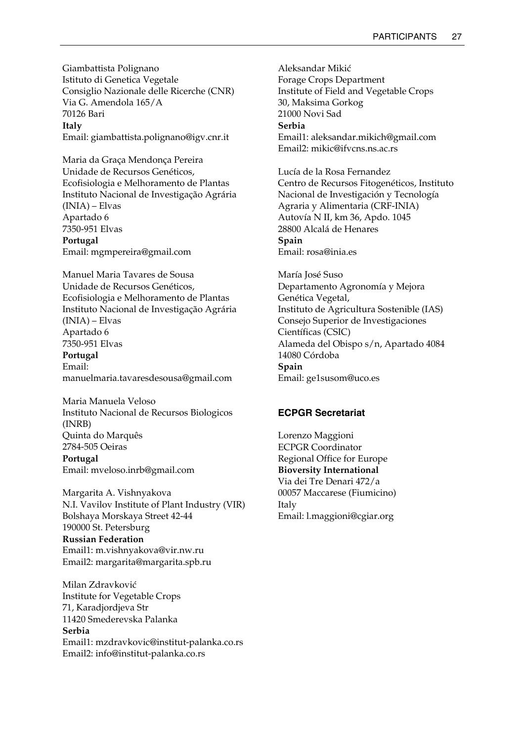Giambattista Polignano
Istituto di Genetica Vegetale
Consiglio Nazionale delle Ricerche (CNR)
Via G. Amendola 165/A
70126 Bari
**Italy**
Email: giambattista.polignano@igv.cnr.it

Maria da Graça Mendonça Pereira
Unidade de Recursos Genéticos, Ecofisiologia e Melhoramento de Plantas
Instituto Nacional de Investigação Agrária (INIA) – Elvas
Apartado 6
7350-951 Elvas
**Portugal**
Email: mgmpereira@gmail.com

Manuel Maria Tavares de Sousa
Unidade de Recursos Genéticos, Ecofisiologia e Melhoramento de Plantas
Instituto Nacional de Investigação Agrária (INIA) – Elvas
Apartado 6
7350-951 Elvas
**Portugal**
Email: manuelmaria.tavaresdesousa@gmail.com

Maria Manuela Veloso
Instituto Nacional de Recursos Biologicos (INRB)
Quinta do Marquês
2784-505 Oeiras
**Portugal**
Email: mveloso.inrb@gmail.com

Margarita A. Vishnyakova
N.I. Vavilov Institute of Plant Industry (VIR)
Bolshaya Morskaya Street 42-44
190000 St. Petersburg
**Russian Federation**
Email1: m.vishnyakova@vir.nw.ru
Email2: margarita@margarita.spb.ru

Milan Zdravković
Institute for Vegetable Crops
71, Karadjordjeva Str
11420 Smederevska Palanka
**Serbia**
Email1: mzdravkovic@institut-palanka.co.rs
Email2: info@institut-palanka.co.rs

Aleksandar Mikić
Forage Crops Department
Institute of Field and Vegetable Crops
30, Maksima Gorkog
21000 Novi Sad
**Serbia**
Email1: aleksandar.mikich@gmail.com
Email2: mikic@ifvcns.ns.ac.rs

Lucía de la Rosa Fernandez
Centro de Recursos Fitogenéticos, Instituto Nacional de Investigación y Tecnología Agraria y Alimentaria (CRF-INIA)
Autovía N II, km 36, Apdo. 1045
28800 Alcalá de Henares
**Spain**
Email: rosa@inia.es

María José Suso
Departamento Agronomía y Mejora Genética Vegetal,
Instituto de Agricultura Sostenible (IAS)
Consejo Superior de Investigaciones Científicas (CSIC)
Alameda del Obispo s/n, Apartado 4084
14080 Córdoba
**Spain**
Email: ge1susom@uco.es

### ECPGR Secretariat

Lorenzo Maggioni
ECPGR Coordinator
Regional Office for Europe
**Bioversity International**
Via dei Tre Denari 472/a
00057 Maccarese (Fiumicino)
Italy
Email: l.maggioni@cgiar.org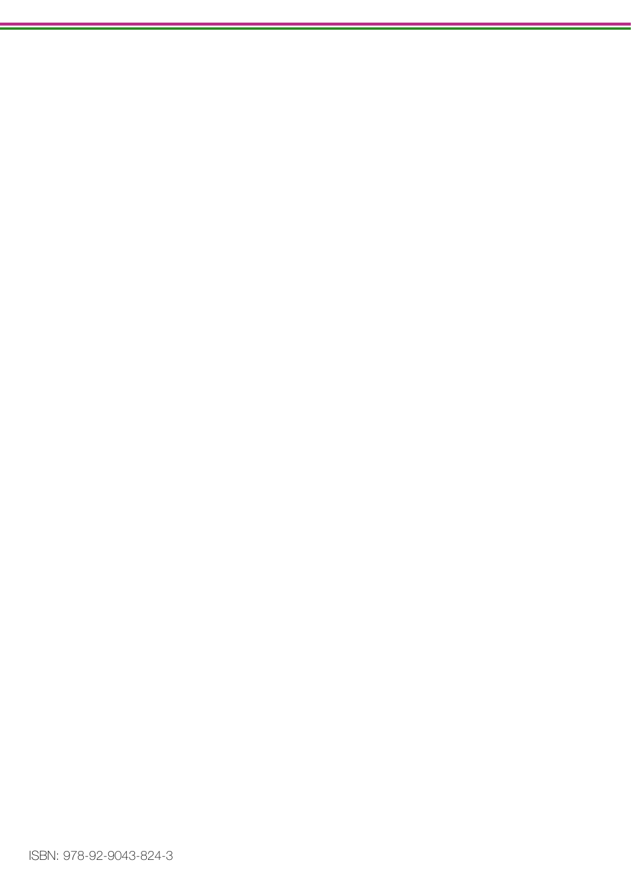ISBN: 978-92-9043-824-3